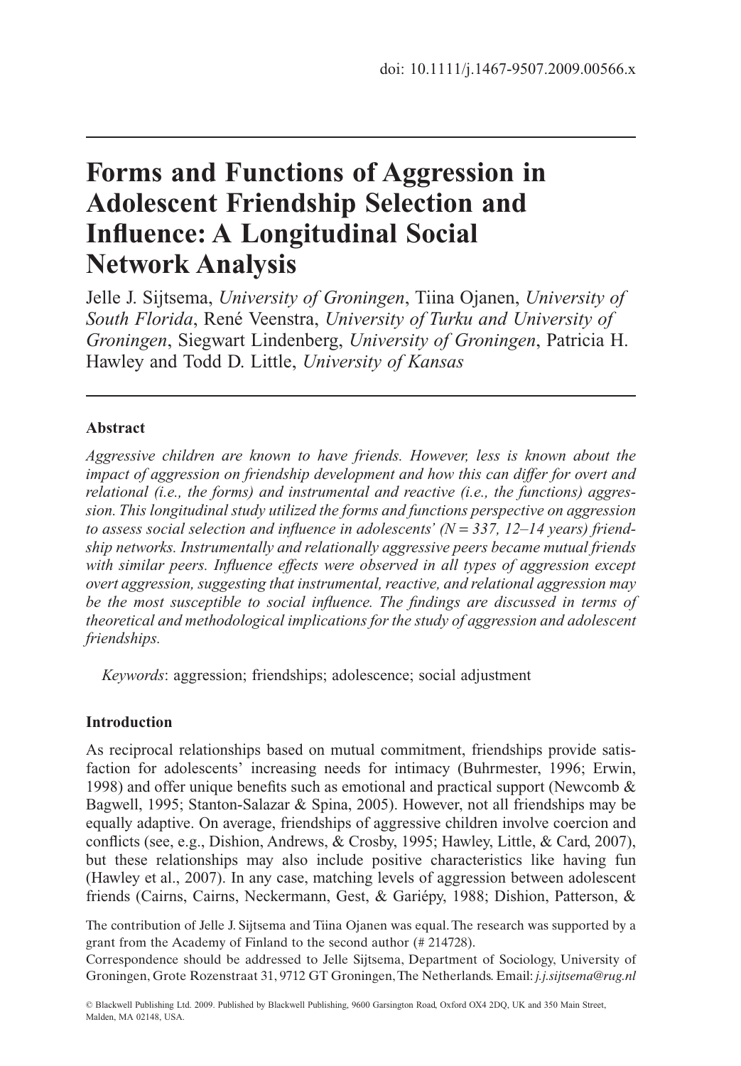doi: 10.1111/j.1467-9507.2009.00566.x

# Forms and Functions of Aggression in Adolescent Friendship Selection and Influence: A Longitudinal Social Network Analysis

Jelle J. Sijtsema, *University of Groningen*, Tiina Ojanen, *University of South Florida*, René Veenstra, *University of Turku and University of Groningen*, Siegwart Lindenberg, *University of Groningen*, Patricia H. Hawley and Todd D. Little, *University of Kansas*

### Abstract

*Aggressive children are known to have friends. However, less is known about the impact of aggression on friendship development and how this can differ for overt and relational (i.e., the forms) and instrumental and reactive (i.e., the functions) aggression. This longitudinal study utilized the forms and functions perspective on aggression to assess social selection and influence in adolescents' (N = 337, 12–14 years) friendship networks. Instrumentally and relationally aggressive peers became mutual friends with similar peers. Influence effects were observed in all types of aggression except overt aggression, suggesting that instrumental, reactive, and relational aggression may be the most susceptible to social influence. The findings are discussed in terms of theoretical and methodological implications for the study of aggression and adolescent friendships.*

*Keywords*: aggression; friendships; adolescence; social adjustment

### Introduction

As reciprocal relationships based on mutual commitment, friendships provide satisfaction for adolescents' increasing needs for intimacy (Buhrmester, 1996; Erwin, 1998) and offer unique benefits such as emotional and practical support (Newcomb & Bagwell, 1995; Stanton-Salazar & Spina, 2005). However, not all friendships may be equally adaptive. On average, friendships of aggressive children involve coercion and conflicts (see, e.g., Dishion, Andrews, & Crosby, 1995; Hawley, Little, & Card, 2007), but these relationships may also include positive characteristics like having fun (Hawley et al., 2007). In any case, matching levels of aggression between adolescent friends (Cairns, Cairns, Neckermann, Gest, & Gariépy, 1988; Dishion, Patterson, &

The contribution of Jelle J. Sijtsema and Tiina Ojanen was equal. The research was supported by a grant from the Academy of Finland to the second author (# 214728).

Correspondence should be addressed to Jelle Sijtsema, Department of Sociology, University of Groningen, Grote Rozenstraat 31, 9712 GT Groningen, The Netherlands. Email: *j.j.sijtsema@rug.nl*

© Blackwell Publishing Ltd. 2009. Published by Blackwell Publishing, 9600 Garsington Road, Oxford OX4 2DQ, UK and 350 Main Street, Malden, MA 02148, USA.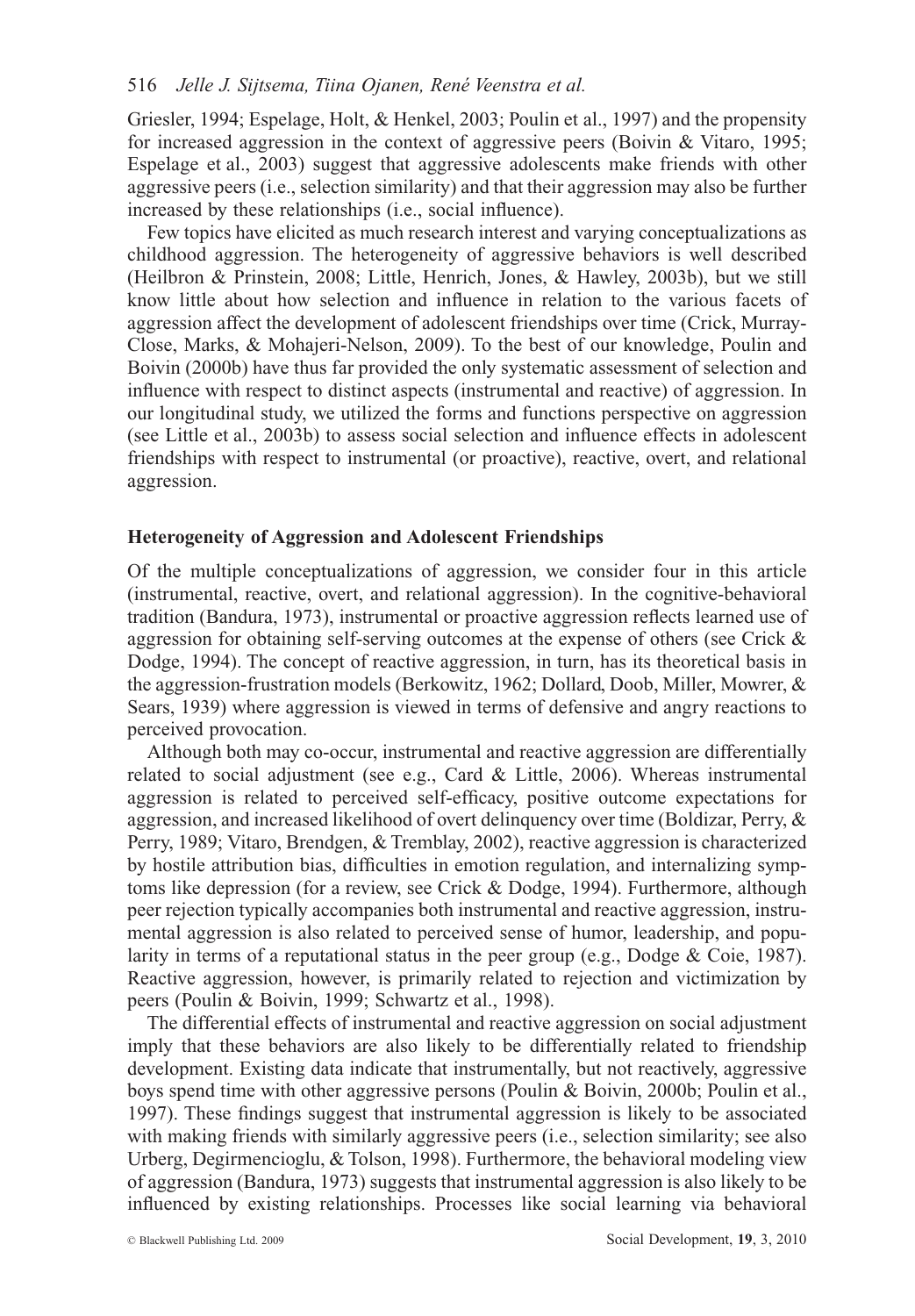Griesler, 1994; Espelage, Holt, & Henkel, 2003; Poulin et al., 1997) and the propensity for increased aggression in the context of aggressive peers (Boivin & Vitaro, 1995; Espelage et al., 2003) suggest that aggressive adolescents make friends with other aggressive peers (i.e., selection similarity) and that their aggression may also be further increased by these relationships (i.e., social influence).

Few topics have elicited as much research interest and varying conceptualizations as childhood aggression. The heterogeneity of aggressive behaviors is well described (Heilbron & Prinstein, 2008; Little, Henrich, Jones, & Hawley, 2003b), but we still know little about how selection and influence in relation to the various facets of aggression affect the development of adolescent friendships over time (Crick, Murray-Close, Marks, & Mohajeri-Nelson, 2009). To the best of our knowledge, Poulin and Boivin (2000b) have thus far provided the only systematic assessment of selection and influence with respect to distinct aspects (instrumental and reactive) of aggression. In our longitudinal study, we utilized the forms and functions perspective on aggression (see Little et al., 2003b) to assess social selection and influence effects in adolescent friendships with respect to instrumental (or proactive), reactive, overt, and relational aggression.

## Heterogeneity of Aggression and Adolescent Friendships

Of the multiple conceptualizations of aggression, we consider four in this article (instrumental, reactive, overt, and relational aggression). In the cognitive-behavioral tradition (Bandura, 1973), instrumental or proactive aggression reflects learned use of aggression for obtaining self-serving outcomes at the expense of others (see Crick & Dodge, 1994). The concept of reactive aggression, in turn, has its theoretical basis in the aggression-frustration models (Berkowitz, 1962; Dollard, Doob, Miller, Mowrer, & Sears, 1939) where aggression is viewed in terms of defensive and angry reactions to perceived provocation.

Although both may co-occur, instrumental and reactive aggression are differentially related to social adjustment (see e.g., Card & Little, 2006). Whereas instrumental aggression is related to perceived self-efficacy, positive outcome expectations for aggression, and increased likelihood of overt delinquency over time (Boldizar, Perry, & Perry, 1989; Vitaro, Brendgen, & Tremblay, 2002), reactive aggression is characterized by hostile attribution bias, difficulties in emotion regulation, and internalizing symptoms like depression (for a review, see Crick & Dodge, 1994). Furthermore, although peer rejection typically accompanies both instrumental and reactive aggression, instrumental aggression is also related to perceived sense of humor, leadership, and popularity in terms of a reputational status in the peer group (e.g., Dodge & Coie, 1987). Reactive aggression, however, is primarily related to rejection and victimization by peers (Poulin & Boivin, 1999; Schwartz et al., 1998).

The differential effects of instrumental and reactive aggression on social adjustment imply that these behaviors are also likely to be differentially related to friendship development. Existing data indicate that instrumentally, but not reactively, aggressive boys spend time with other aggressive persons (Poulin & Boivin, 2000b; Poulin et al., 1997). These findings suggest that instrumental aggression is likely to be associated with making friends with similarly aggressive peers (i.e., selection similarity; see also Urberg, Degirmencioglu, & Tolson, 1998). Furthermore, the behavioral modeling view of aggression (Bandura, 1973) suggests that instrumental aggression is also likely to be influenced by existing relationships. Processes like social learning via behavioral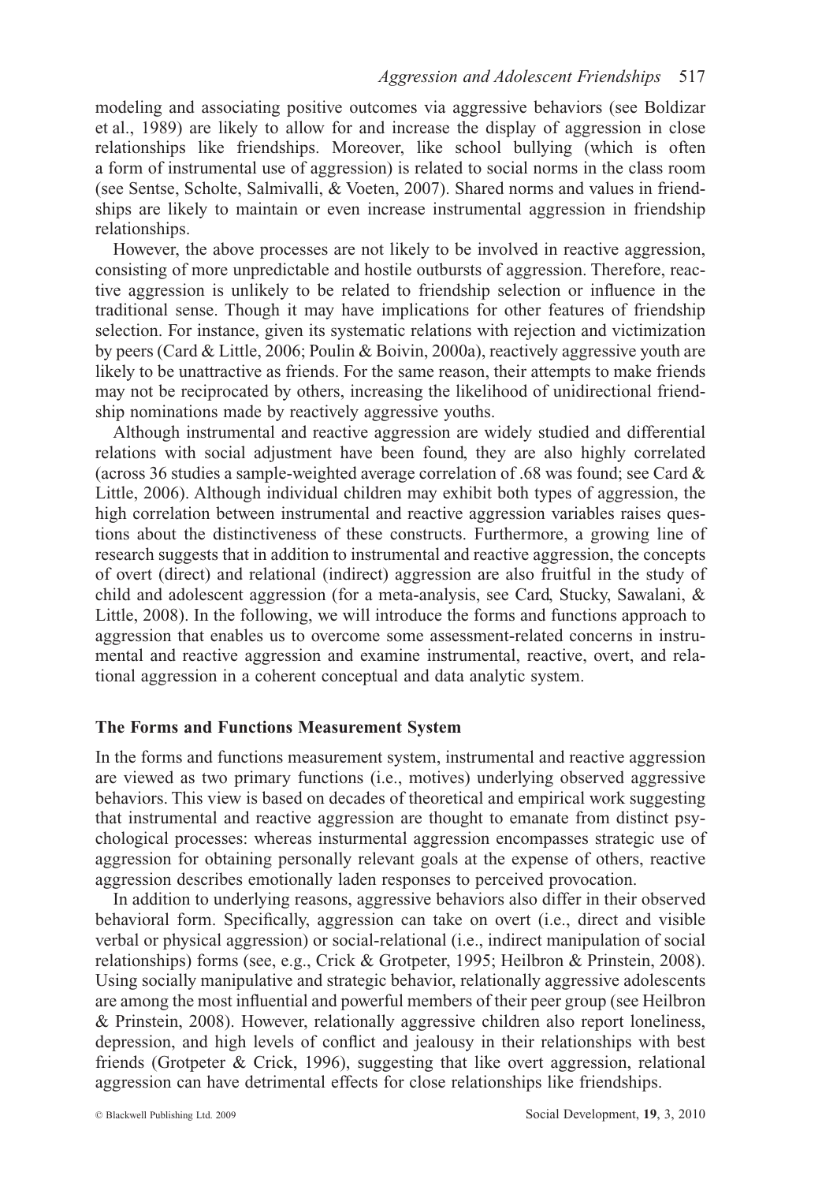modeling and associating positive outcomes via aggressive behaviors (see Boldizar et al., 1989) are likely to allow for and increase the display of aggression in close relationships like friendships. Moreover, like school bullying (which is often a form of instrumental use of aggression) is related to social norms in the class room (see Sentse, Scholte, Salmivalli, & Voeten, 2007). Shared norms and values in friendships are likely to maintain or even increase instrumental aggression in friendship relationships.

However, the above processes are not likely to be involved in reactive aggression, consisting of more unpredictable and hostile outbursts of aggression. Therefore, reactive aggression is unlikely to be related to friendship selection or influence in the traditional sense. Though it may have implications for other features of friendship selection. For instance, given its systematic relations with rejection and victimization by peers (Card & Little, 2006; Poulin & Boivin, 2000a), reactively aggressive youth are likely to be unattractive as friends. For the same reason, their attempts to make friends may not be reciprocated by others, increasing the likelihood of unidirectional friendship nominations made by reactively aggressive youths.

Although instrumental and reactive aggression are widely studied and differential relations with social adjustment have been found, they are also highly correlated (across 36 studies a sample-weighted average correlation of .68 was found; see Card & Little, 2006). Although individual children may exhibit both types of aggression, the high correlation between instrumental and reactive aggression variables raises questions about the distinctiveness of these constructs. Furthermore, a growing line of research suggests that in addition to instrumental and reactive aggression, the concepts of overt (direct) and relational (indirect) aggression are also fruitful in the study of child and adolescent aggression (for a meta-analysis, see Card, Stucky, Sawalani, & Little, 2008). In the following, we will introduce the forms and functions approach to aggression that enables us to overcome some assessment-related concerns in instrumental and reactive aggression and examine instrumental, reactive, overt, and relational aggression in a coherent conceptual and data analytic system.

### The Forms and Functions Measurement System

In the forms and functions measurement system, instrumental and reactive aggression are viewed as two primary functions (i.e., motives) underlying observed aggressive behaviors. This view is based on decades of theoretical and empirical work suggesting that instrumental and reactive aggression are thought to emanate from distinct psychological processes: whereas insturmental aggression encompasses strategic use of aggression for obtaining personally relevant goals at the expense of others, reactive aggression describes emotionally laden responses to perceived provocation.

In addition to underlying reasons, aggressive behaviors also differ in their observed behavioral form. Specifically, aggression can take on overt (i.e., direct and visible verbal or physical aggression) or social-relational (i.e., indirect manipulation of social relationships) forms (see, e.g., Crick & Grotpeter, 1995; Heilbron & Prinstein, 2008). Using socially manipulative and strategic behavior, relationally aggressive adolescents are among the most influential and powerful members of their peer group (see Heilbron & Prinstein, 2008). However, relationally aggressive children also report loneliness, depression, and high levels of conflict and jealousy in their relationships with best friends (Grotpeter & Crick, 1996), suggesting that like overt aggression, relational aggression can have detrimental effects for close relationships like friendships.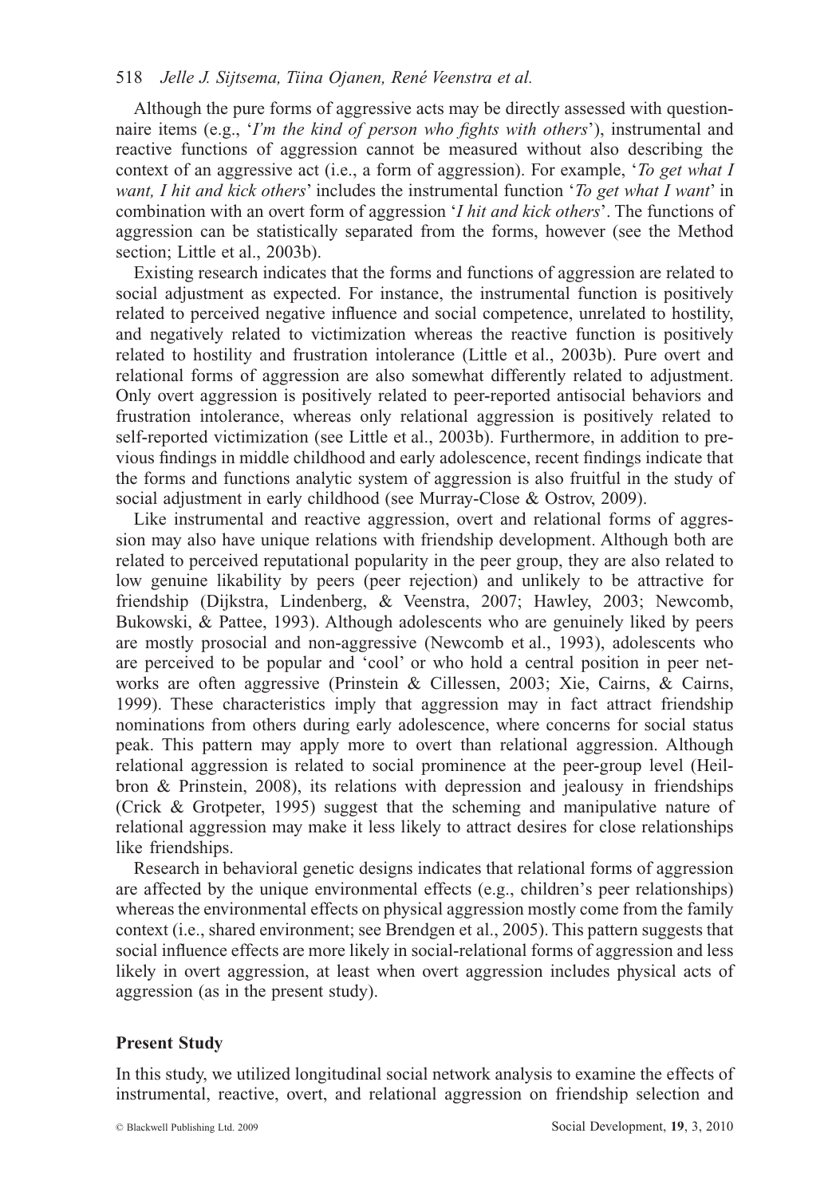Although the pure forms of aggressive acts may be directly assessed with questionnaire items (e.g., '*I'm the kind of person who fights with others*'), instrumental and reactive functions of aggression cannot be measured without also describing the context of an aggressive act (i.e., a form of aggression). For example, '*To get what I want, I hit and kick others*' includes the instrumental function '*To get what I want*' in combination with an overt form of aggression '*I hit and kick others*'. The functions of aggression can be statistically separated from the forms, however (see the Method section; Little et al., 2003b).

Existing research indicates that the forms and functions of aggression are related to social adjustment as expected. For instance, the instrumental function is positively related to perceived negative influence and social competence, unrelated to hostility, and negatively related to victimization whereas the reactive function is positively related to hostility and frustration intolerance (Little et al., 2003b). Pure overt and relational forms of aggression are also somewhat differently related to adjustment. Only overt aggression is positively related to peer-reported antisocial behaviors and frustration intolerance, whereas only relational aggression is positively related to self-reported victimization (see Little et al., 2003b). Furthermore, in addition to previous findings in middle childhood and early adolescence, recent findings indicate that the forms and functions analytic system of aggression is also fruitful in the study of social adjustment in early childhood (see Murray-Close & Ostrov, 2009).

Like instrumental and reactive aggression, overt and relational forms of aggression may also have unique relations with friendship development. Although both are related to perceived reputational popularity in the peer group, they are also related to low genuine likability by peers (peer rejection) and unlikely to be attractive for friendship (Dijkstra, Lindenberg, & Veenstra, 2007; Hawley, 2003; Newcomb, Bukowski, & Pattee, 1993). Although adolescents who are genuinely liked by peers are mostly prosocial and non-aggressive (Newcomb et al., 1993), adolescents who are perceived to be popular and 'cool' or who hold a central position in peer networks are often aggressive (Prinstein & Cillessen, 2003; Xie, Cairns, & Cairns, 1999). These characteristics imply that aggression may in fact attract friendship nominations from others during early adolescence, where concerns for social status peak. This pattern may apply more to overt than relational aggression. Although relational aggression is related to social prominence at the peer-group level (Heilbron & Prinstein, 2008), its relations with depression and jealousy in friendships (Crick & Grotpeter, 1995) suggest that the scheming and manipulative nature of relational aggression may make it less likely to attract desires for close relationships like friendships.

Research in behavioral genetic designs indicates that relational forms of aggression are affected by the unique environmental effects (e.g., children's peer relationships) whereas the environmental effects on physical aggression mostly come from the family context (i.e., shared environment; see Brendgen et al., 2005). This pattern suggests that social influence effects are more likely in social-relational forms of aggression and less likely in overt aggression, at least when overt aggression includes physical acts of aggression (as in the present study).

### Present Study

In this study, we utilized longitudinal social network analysis to examine the effects of instrumental, reactive, overt, and relational aggression on friendship selection and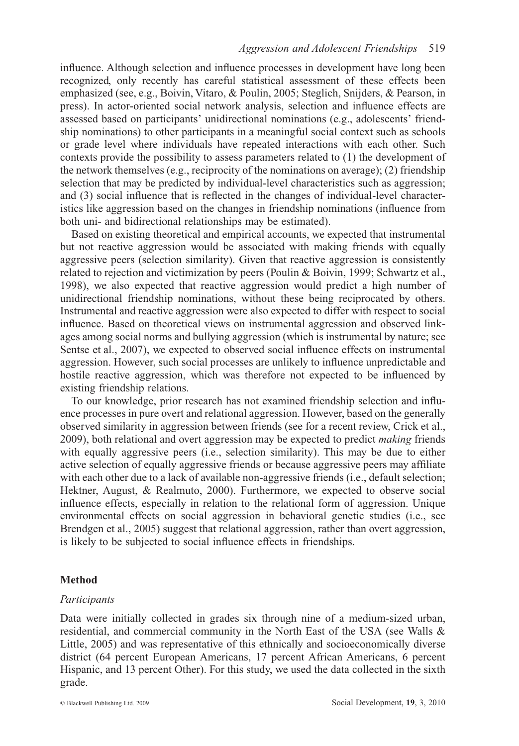influence. Although selection and influence processes in development have long been recognized, only recently has careful statistical assessment of these effects been emphasized (see, e.g., Boivin, Vitaro, & Poulin, 2005; Steglich, Snijders, & Pearson, in press). In actor-oriented social network analysis, selection and influence effects are assessed based on participants' unidirectional nominations (e.g., adolescents' friendship nominations) to other participants in a meaningful social context such as schools or grade level where individuals have repeated interactions with each other. Such contexts provide the possibility to assess parameters related to (1) the development of the network themselves (e.g., reciprocity of the nominations on average); (2) friendship selection that may be predicted by individual-level characteristics such as aggression; and (3) social influence that is reflected in the changes of individual-level characteristics like aggression based on the changes in friendship nominations (influence from both uni- and bidirectional relationships may be estimated).

Based on existing theoretical and empirical accounts, we expected that instrumental but not reactive aggression would be associated with making friends with equally aggressive peers (selection similarity). Given that reactive aggression is consistently related to rejection and victimization by peers (Poulin & Boivin, 1999; Schwartz et al., 1998), we also expected that reactive aggression would predict a high number of unidirectional friendship nominations, without these being reciprocated by others. Instrumental and reactive aggression were also expected to differ with respect to social influence. Based on theoretical views on instrumental aggression and observed linkages among social norms and bullying aggression (which is instrumental by nature; see Sentse et al., 2007), we expected to observed social influence effects on instrumental aggression. However, such social processes are unlikely to influence unpredictable and hostile reactive aggression, which was therefore not expected to be influenced by existing friendship relations.

To our knowledge, prior research has not examined friendship selection and influence processes in pure overt and relational aggression. However, based on the generally observed similarity in aggression between friends (see for a recent review, Crick et al., 2009), both relational and overt aggression may be expected to predict *making* friends with equally aggressive peers (i.e., selection similarity). This may be due to either active selection of equally aggressive friends or because aggressive peers may affiliate with each other due to a lack of available non-aggressive friends (i.e., default selection; Hektner, August, & Realmuto, 2000). Furthermore, we expected to observe social influence effects, especially in relation to the relational form of aggression. Unique environmental effects on social aggression in behavioral genetic studies (i.e., see Brendgen et al., 2005) suggest that relational aggression, rather than overt aggression, is likely to be subjected to social influence effects in friendships.

## Method

### *Participants*

Data were initially collected in grades six through nine of a medium-sized urban, residential, and commercial community in the North East of the USA (see Walls & Little, 2005) and was representative of this ethnically and socioeconomically diverse district (64 percent European Americans, 17 percent African Americans, 6 percent Hispanic, and 13 percent Other). For this study, we used the data collected in the sixth grade.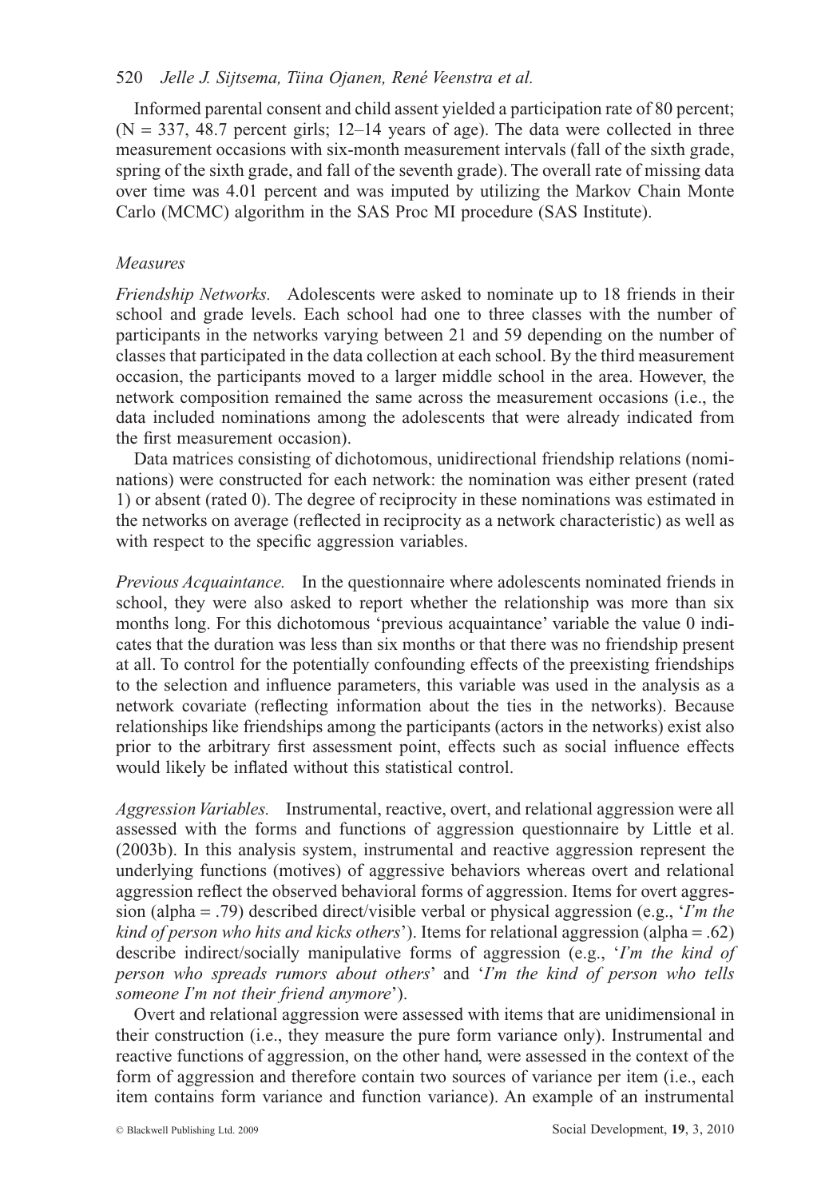Informed parental consent and child assent yielded a participation rate of 80 percent; (N = 337, 48.7 percent girls; 12–14 years of age). The data were collected in three measurement occasions with six-month measurement intervals (fall of the sixth grade, spring of the sixth grade, and fall of the seventh grade). The overall rate of missing data over time was 4.01 percent and was imputed by utilizing the Markov Chain Monte Carlo (MCMC) algorithm in the SAS Proc MI procedure (SAS Institute).

### *Measures*

*Friendship Networks.* Adolescents were asked to nominate up to 18 friends in their school and grade levels. Each school had one to three classes with the number of participants in the networks varying between 21 and 59 depending on the number of classes that participated in the data collection at each school. By the third measurement occasion, the participants moved to a larger middle school in the area. However, the network composition remained the same across the measurement occasions (i.e., the data included nominations among the adolescents that were already indicated from the first measurement occasion).

Data matrices consisting of dichotomous, unidirectional friendship relations (nominations) were constructed for each network: the nomination was either present (rated 1) or absent (rated 0). The degree of reciprocity in these nominations was estimated in the networks on average (reflected in reciprocity as a network characteristic) as well as with respect to the specific aggression variables.

*Previous Acquaintance.* In the questionnaire where adolescents nominated friends in school, they were also asked to report whether the relationship was more than six months long. For this dichotomous 'previous acquaintance' variable the value 0 indicates that the duration was less than six months or that there was no friendship present at all. To control for the potentially confounding effects of the preexisting friendships to the selection and influence parameters, this variable was used in the analysis as a network covariate (reflecting information about the ties in the networks). Because relationships like friendships among the participants (actors in the networks) exist also prior to the arbitrary first assessment point, effects such as social influence effects would likely be inflated without this statistical control.

*Aggression Variables.* Instrumental, reactive, overt, and relational aggression were all assessed with the forms and functions of aggression questionnaire by Little et al. (2003b). In this analysis system, instrumental and reactive aggression represent the underlying functions (motives) of aggressive behaviors whereas overt and relational aggression reflect the observed behavioral forms of aggression. Items for overt aggression (alpha = .79) described direct/visible verbal or physical aggression (e.g., '*I'm the kind of person who hits and kicks others*'). Items for relational aggression (alpha = .62) describe indirect/socially manipulative forms of aggression (e.g., '*I'm the kind of person who spreads rumors about others*' and '*I'm the kind of person who tells someone I'm not their friend anymore*').

Overt and relational aggression were assessed with items that are unidimensional in their construction (i.e., they measure the pure form variance only). Instrumental and reactive functions of aggression, on the other hand, were assessed in the context of the form of aggression and therefore contain two sources of variance per item (i.e., each item contains form variance and function variance). An example of an instrumental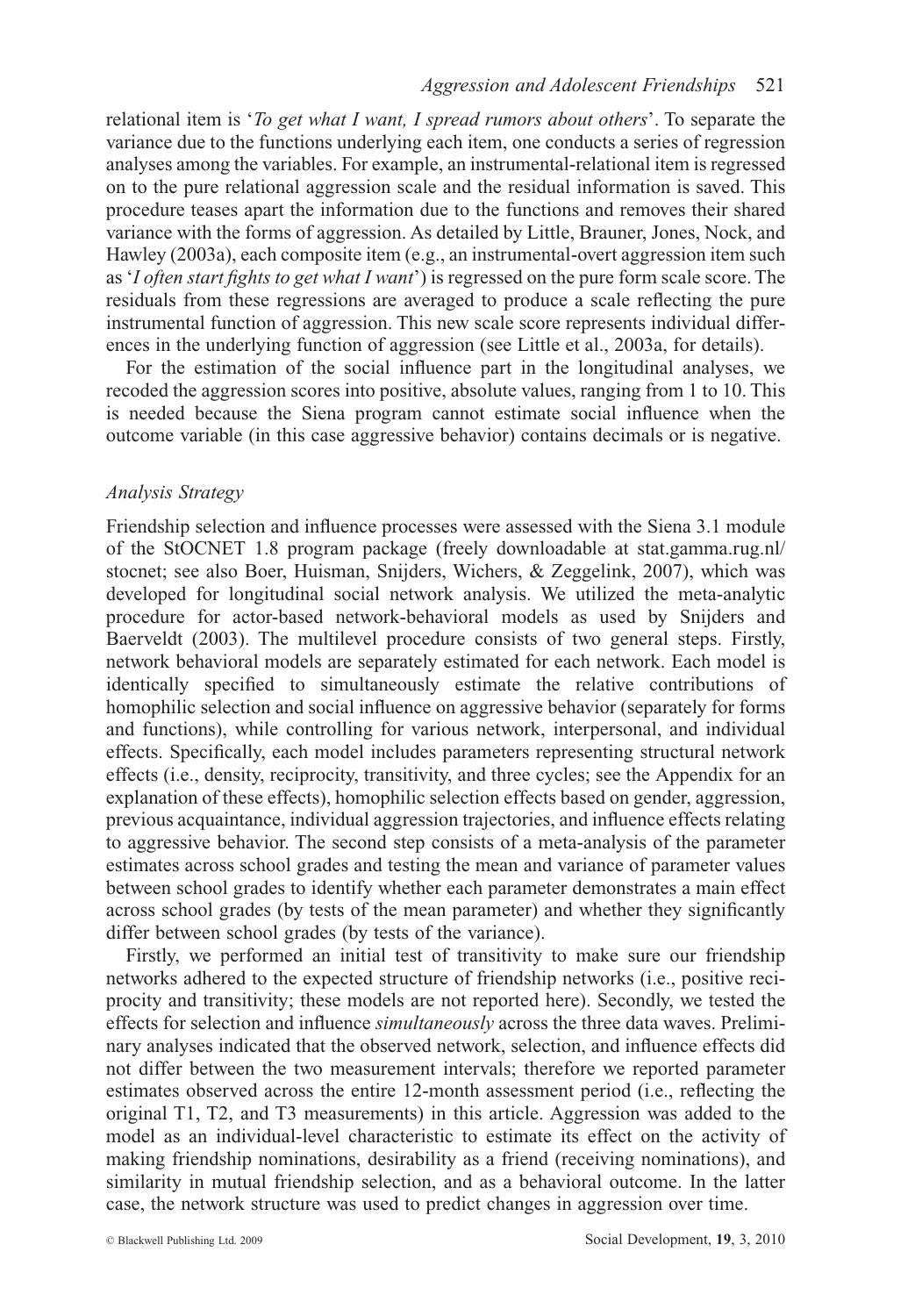relational item is '*To get what I want, I spread rumors about others*'. To separate the variance due to the functions underlying each item, one conducts a series of regression analyses among the variables. For example, an instrumental-relational item is regressed on to the pure relational aggression scale and the residual information is saved. This procedure teases apart the information due to the functions and removes their shared variance with the forms of aggression. As detailed by Little, Brauner, Jones, Nock, and Hawley (2003a), each composite item (e.g., an instrumental-overt aggression item such as '*I often start fights to get what I want*') is regressed on the pure form scale score. The residuals from these regressions are averaged to produce a scale reflecting the pure instrumental function of aggression. This new scale score represents individual differences in the underlying function of aggression (see Little et al., 2003a, for details).

For the estimation of the social influence part in the longitudinal analyses, we recoded the aggression scores into positive, absolute values, ranging from 1 to 10. This is needed because the Siena program cannot estimate social influence when the outcome variable (in this case aggressive behavior) contains decimals or is negative.

### *Analysis Strategy*

Friendship selection and influence processes were assessed with the Siena 3.1 module of the StOCNET 1.8 program package (freely downloadable at stat.gamma.rug.nl/stocnet; see also Boer, Huisman, Snijders, Wichers, & Zeggelink, 2007), which was developed for longitudinal social network analysis. We utilized the meta-analytic procedure for actor-based network-behavioral models as used by Snijders and Baerveldt (2003). The multilevel procedure consists of two general steps. Firstly, network behavioral models are separately estimated for each network. Each model is identically specified to simultaneously estimate the relative contributions of homophilic selection and social influence on aggressive behavior (separately for forms and functions), while controlling for various network, interpersonal, and individual effects. Specifically, each model includes parameters representing structural network effects (i.e., density, reciprocity, transitivity, and three cycles; see the Appendix for an explanation of these effects), homophilic selection effects based on gender, aggression, previous acquaintance, individual aggression trajectories, and influence effects relating to aggressive behavior. The second step consists of a meta-analysis of the parameter estimates across school grades and testing the mean and variance of parameter values between school grades to identify whether each parameter demonstrates a main effect across school grades (by tests of the mean parameter) and whether they significantly differ between school grades (by tests of the variance).

Firstly, we performed an initial test of transitivity to make sure our friendship networks adhered to the expected structure of friendship networks (i.e., positive reciprocity and transitivity; these models are not reported here). Secondly, we tested the effects for selection and influence *simultaneously* across the three data waves. Preliminary analyses indicated that the observed network, selection, and influence effects did not differ between the two measurement intervals; therefore we reported parameter estimates observed across the entire 12-month assessment period (i.e., reflecting the original T1, T2, and T3 measurements) in this article. Aggression was added to the model as an individual-level characteristic to estimate its effect on the activity of making friendship nominations, desirability as a friend (receiving nominations), and similarity in mutual friendship selection, and as a behavioral outcome. In the latter case, the network structure was used to predict changes in aggression over time.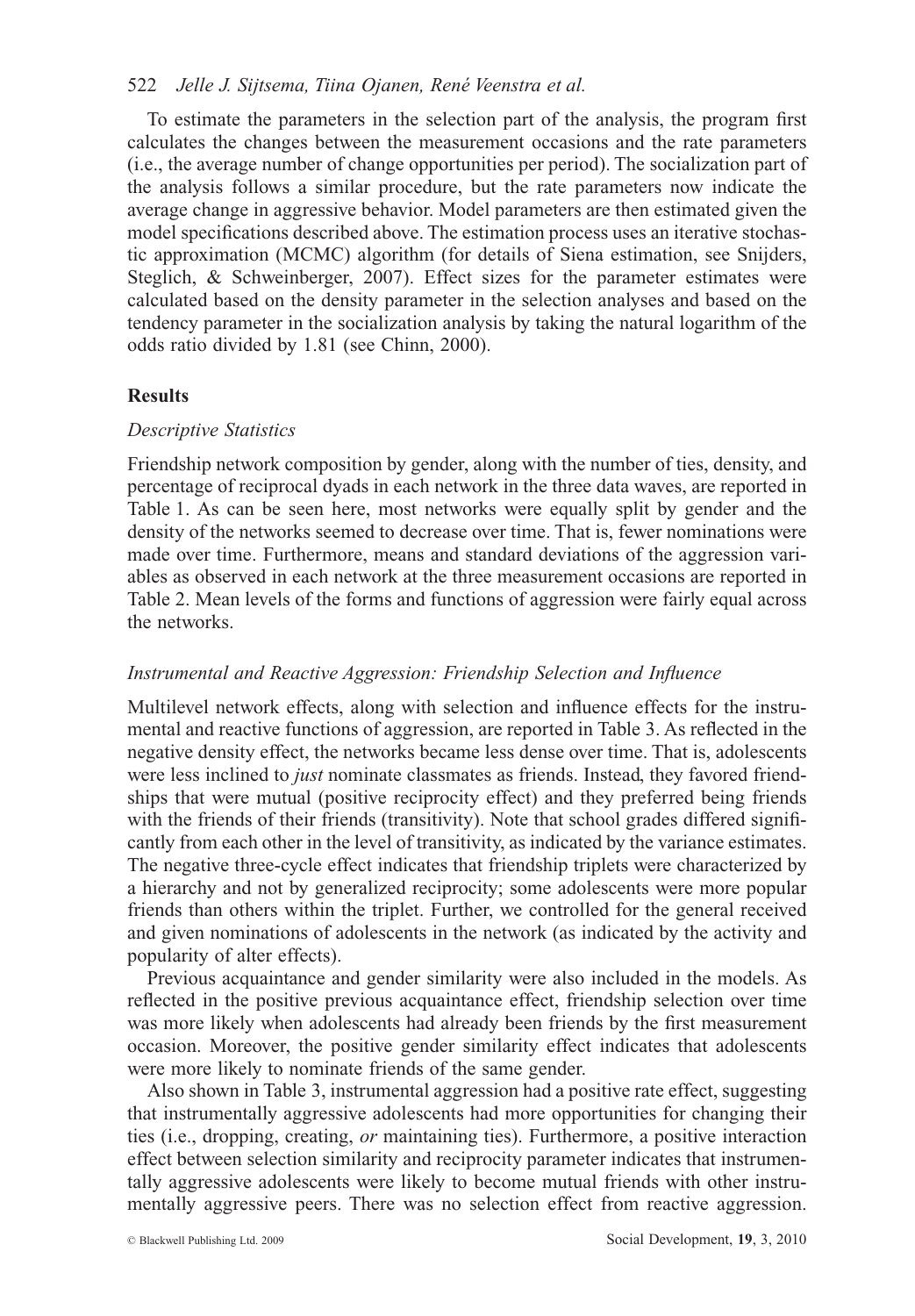To estimate the parameters in the selection part of the analysis, the program first calculates the changes between the measurement occasions and the rate parameters (i.e., the average number of change opportunities per period). The socialization part of the analysis follows a similar procedure, but the rate parameters now indicate the average change in aggressive behavior. Model parameters are then estimated given the model specifications described above. The estimation process uses an iterative stochastic approximation (MCMC) algorithm (for details of Siena estimation, see Snijders, Steglich, & Schweinberger, 2007). Effect sizes for the parameter estimates were calculated based on the density parameter in the selection analyses and based on the tendency parameter in the socialization analysis by taking the natural logarithm of the odds ratio divided by 1.81 (see Chinn, 2000).

## Results

### *Descriptive Statistics*

Friendship network composition by gender, along with the number of ties, density, and percentage of reciprocal dyads in each network in the three data waves, are reported in Table 1. As can be seen here, most networks were equally split by gender and the density of the networks seemed to decrease over time. That is, fewer nominations were made over time. Furthermore, means and standard deviations of the aggression variables as observed in each network at the three measurement occasions are reported in Table 2. Mean levels of the forms and functions of aggression were fairly equal across the networks.

### *Instrumental and Reactive Aggression: Friendship Selection and Influence*

Multilevel network effects, along with selection and influence effects for the instrumental and reactive functions of aggression, are reported in Table 3. As reflected in the negative density effect, the networks became less dense over time. That is, adolescents were less inclined to *just* nominate classmates as friends. Instead, they favored friendships that were mutual (positive reciprocity effect) and they preferred being friends with the friends of their friends (transitivity). Note that school grades differed significantly from each other in the level of transitivity, as indicated by the variance estimates. The negative three-cycle effect indicates that friendship triplets were characterized by a hierarchy and not by generalized reciprocity; some adolescents were more popular friends than others within the triplet. Further, we controlled for the general received and given nominations of adolescents in the network (as indicated by the activity and popularity of alter effects).

Previous acquaintance and gender similarity were also included in the models. As reflected in the positive previous acquaintance effect, friendship selection over time was more likely when adolescents had already been friends by the first measurement occasion. Moreover, the positive gender similarity effect indicates that adolescents were more likely to nominate friends of the same gender.

Also shown in Table 3, instrumental aggression had a positive rate effect, suggesting that instrumentally aggressive adolescents had more opportunities for changing their ties (i.e., dropping, creating, *or* maintaining ties). Furthermore, a positive interaction effect between selection similarity and reciprocity parameter indicates that instrumentally aggressive adolescents were likely to become mutual friends with other instrumentally aggressive peers. There was no selection effect from reactive aggression.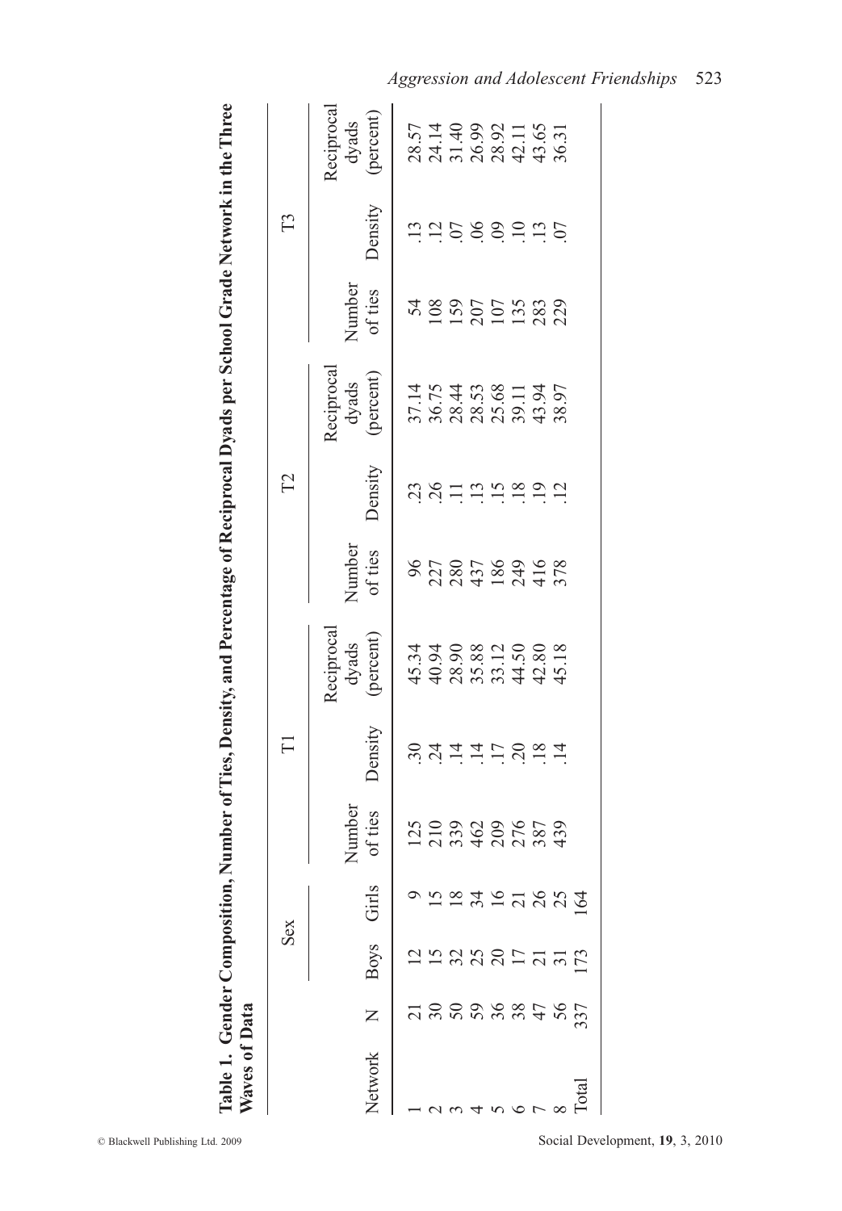**Table 1. Gender Composition, Number of Ties, Density, and Percentage of Reciprocal Dyads per School Grade Network in the Three Waves of Data**

| Network | N | Sex | | T1 | | | T2 | | | T3 | | |
|---|---|---|---|---|---|---|---|---|---|---|---|---|
| | | Boys | Girls | Number of ties | Density | Reciprocal dyads (percent) | Number of ties | Density | Reciprocal dyads (percent) | Number of ties | Density | Reciprocal dyads (percent) |
| 1 | 21 | 12 | 9 | 125 | .30 | 45.34 | 96 | .23 | 37.14 | 54 | .13 | 28.57 |
| 2 | 30 | 15 | 15 | 210 | .24 | 40.94 | 227 | .26 | 36.75 | 108 | .12 | 24.14 |
| 3 | 50 | 32 | 18 | 339 | .14 | 28.90 | 280 | .11 | 28.44 | 159 | .07 | 31.40 |
| 4 | 59 | 25 | 34 | 462 | .14 | 35.88 | 437 | .13 | 28.53 | 207 | .06 | 26.99 |
| 5 | 36 | 20 | 16 | 209 | .17 | 33.12 | 186 | .15 | 25.68 | 107 | .09 | 28.92 |
| 6 | 38 | 17 | 21 | 276 | .20 | 44.50 | 249 | .18 | 39.11 | 135 | .10 | 42.11 |
| 7 | 47 | 21 | 26 | 387 | .18 | 42.80 | 416 | .19 | 43.94 | 283 | .13 | 43.65 |
| 8 | 56 | 31 | 25 | 439 | .14 | 45.18 | 378 | .12 | 38.97 | 229 | .07 | 36.31 |
| Total | 337 | 173 | 164 | | | | | | | | | |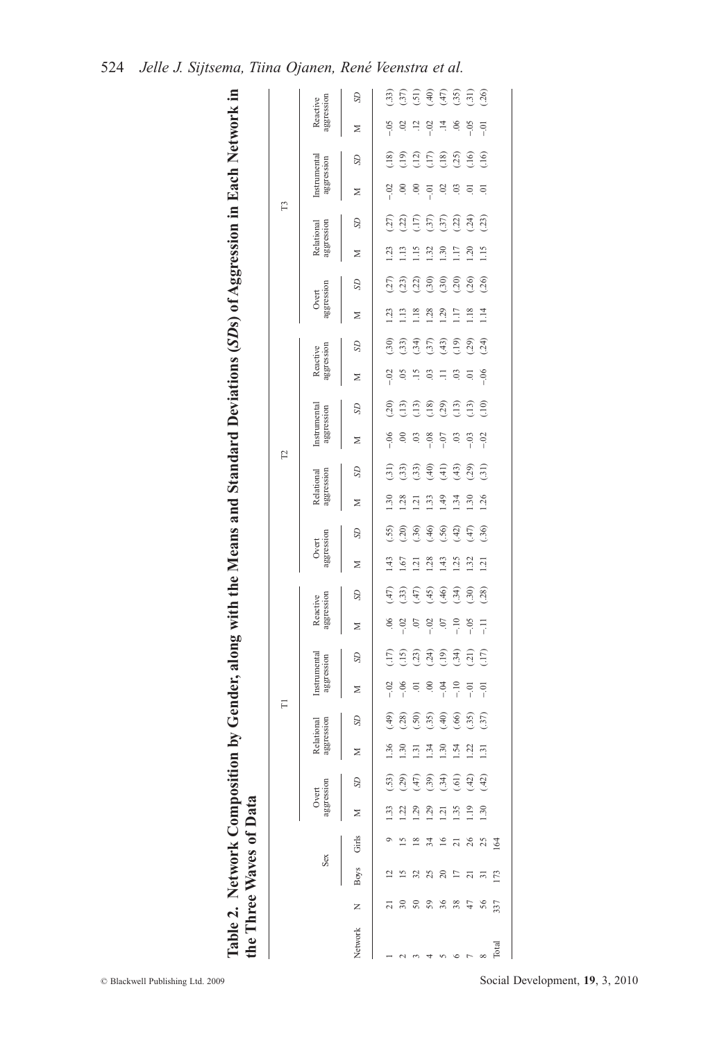**Table 2. Network Composition by Gender, along with the Means and Standard Deviations (*SD*s) of Aggression in Each Network in the Three Waves of Data**

| Network | N | Sex | | T1 | | | | | | | | T2 | | | | | | | | T3 | | | | | | | |
|---|---|---|---|---|---|---|---|---|---|---|---|---|---|---|---|---|---|---|---|---|---|---|---|---|---|---|---|
| | | | | Overt aggression | | Relational aggression | | Instrumental aggression | | Reactive aggression | | Overt aggression | | Relational aggression | | Instrumental aggression | | Reactive aggression | | Overt aggression | | Relational aggression | | Instrumental aggression | | Reactive aggression | |
| | | Boys | Girls | M | *SD* | M | *SD* | M | *SD* | M | *SD* | M | *SD* | M | *SD* | M | *SD* | M | *SD* | M | *SD* | M | *SD* | M | *SD* | M | *SD* |
| 1 | 21 | 12 | 9 | 1.33 | (.53) | 1.36 | (.49) | −.02 | (.17) | .06 | (.47) | 1.43 | (.55) | 1.30 | (.31) | −.06 | (.20) | −.02 | (.30) | 1.23 | (.27) | 1.23 | (.27) | −.02 | (.18) | −.05 | (.33) |
| 2 | 30 | 15 | 15 | 1.22 | (.29) | 1.30 | (.28) | −.06 | (.15) | −.02 | (.33) | 1.67 | (.20) | 1.28 | (.33) | .00 | (.13) | .05 | (.33) | 1.13 | (.23) | 1.13 | (.22) | .00 | (.19) | .02 | (.37) |
| 3 | 50 | 32 | 18 | 1.29 | (.47) | 1.31 | (.50) | .01 | (.23) | .07 | (.47) | 1.21 | (.36) | 1.21 | (.33) | .03 | (.13) | .15 | (.34) | 1.18 | (.22) | 1.15 | (.17) | .00 | (.12) | .12 | (.51) |
| 4 | 59 | 25 | 34 | 1.29 | (.39) | 1.34 | (.35) | .00 | (.24) | −.02 | (.45) | 1.28 | (.46) | 1.33 | (.40) | −.08 | (.18) | .03 | (.37) | 1.28 | (.30) | 1.32 | (.37) | −.01 | (.17) | −.02 | (.40) |
| 5 | 36 | 20 | 16 | 1.21 | (.34) | 1.30 | (.40) | −.04 | (.19) | .07 | (.46) | 1.43 | (.56) | 1.49 | (.41) | −.07 | (.29) | .11 | (.43) | 1.29 | (.30) | 1.30 | (.37) | .02 | (.18) | .14 | (.47) |
| 6 | 38 | 17 | 21 | 1.35 | (.61) | 1.54 | (.66) | −.10 | (.34) | −.10 | (.34) | 1.25 | (.42) | 1.34 | (.43) | .03 | (.13) | .03 | (.19) | 1.17 | (.20) | 1.17 | (.22) | .03 | (.25) | .06 | (.35) |
| 7 | 47 | 21 | 26 | 1.19 | (.42) | 1.22 | (.35) | −.01 | (.21) | −.05 | (.30) | 1.32 | (.47) | 1.30 | (.29) | −.03 | (.13) | .01 | (.29) | 1.18 | (.26) | 1.20 | (.24) | .01 | (.16) | −.05 | (.31) |
| 8 | 56 | 31 | 25 | 1.30 | (.42) | 1.31 | (.37) | −.01 | (.17) | −.11 | (.28) | 1.21 | (.36) | 1.26 | (.31) | −.02 | (.10) | −.06 | (.24) | 1.14 | (.26) | 1.15 | (.23) | .01 | (.16) | −.01 | (.26) |
| Total | 337 | 173 | 164 | | | | | | | | | | | | | | | | | | | | | | | | |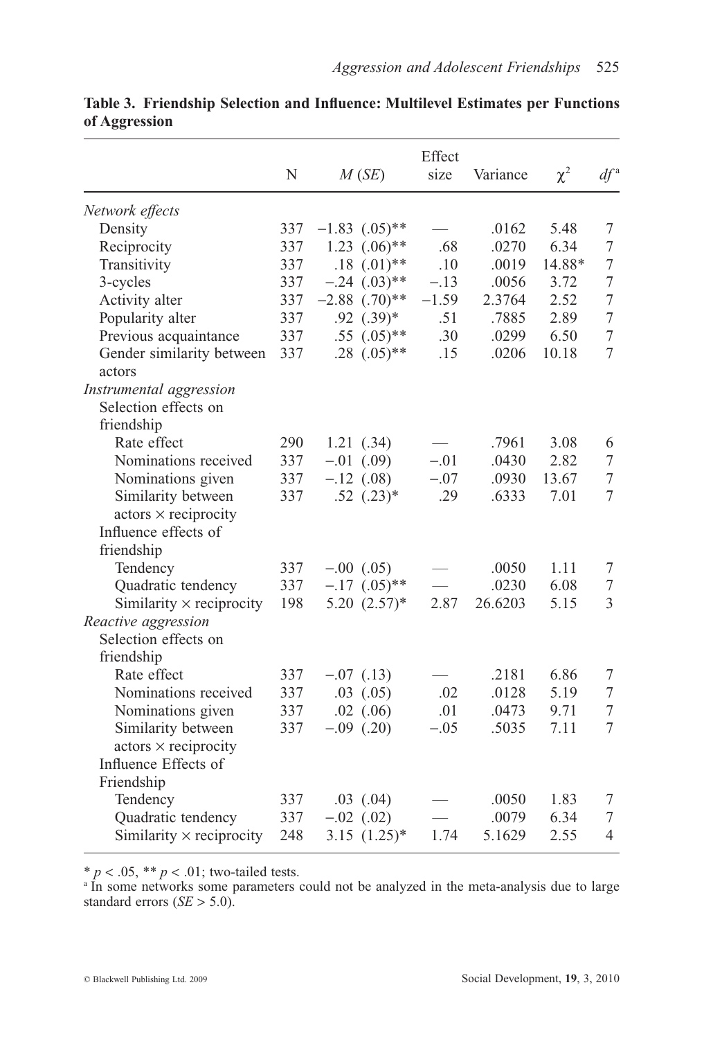**Table 3. Friendship Selection and Influence: Multilevel Estimates per Functions of Aggression**

| | N | $M$ ($SE$) | Effect size | Variance | $\chi^2$ | $df$[a] |
|---|---|---|---|---|---|---|
| *Network effects* | | | | | | |
| Density | 337 | −1.83 (.05)** | — | .0162 | 5.48 | 7 |
| Reciprocity | 337 | 1.23 (.06)** | .68 | .0270 | 6.34 | 7 |
| Transitivity | 337 | .18 (.01)** | .10 | .0019 | 14.88* | 7 |
| 3-cycles | 337 | −.24 (.03)** | −.13 | .0056 | 3.72 | 7 |
| Activity alter | 337 | −2.88 (.70)** | −1.59 | 2.3764 | 2.52 | 7 |
| Popularity alter | 337 | .92 (.39)* | .51 | .7885 | 2.89 | 7 |
| Previous acquaintance | 337 | .55 (.05)** | .30 | .0299 | 6.50 | 7 |
| Gender similarity between actors | 337 | .28 (.05)** | .15 | .0206 | 10.18 | 7 |
| *Instrumental aggression* | | | | | | |
| Selection effects on friendship | | | | | | |
| Rate effect | 290 | 1.21 (.34) | — | .7961 | 3.08 | 6 |
| Nominations received | 337 | −.01 (.09) | −.01 | .0430 | 2.82 | 7 |
| Nominations given | 337 | −.12 (.08) | −.07 | .0930 | 13.67 | 7 |
| Similarity between actors × reciprocity | 337 | .52 (.23)* | .29 | .6333 | 7.01 | 7 |
| Influence effects of friendship | | | | | | |
| Tendency | 337 | −.00 (.05) | — | .0050 | 1.11 | 7 |
| Quadratic tendency | 337 | −.17 (.05)** | — | .0230 | 6.08 | 7 |
| Similarity × reciprocity | 198 | 5.20 (2.57)* | 2.87 | 26.6203 | 5.15 | 3 |
| *Reactive aggression* | | | | | | |
| Selection effects on friendship | | | | | | |
| Rate effect | 337 | −.07 (.13) | — | .2181 | 6.86 | 7 |
| Nominations received | 337 | .03 (.05) | .02 | .0128 | 5.19 | 7 |
| Nominations given | 337 | .02 (.06) | .01 | .0473 | 9.71 | 7 |
| Similarity between actors × reciprocity | 337 | −.09 (.20) | −.05 | .5035 | 7.11 | 7 |
| Influence Effects of Friendship | | | | | | |
| Tendency | 337 | .03 (.04) | — | .0050 | 1.83 | 7 |
| Quadratic tendency | 337 | −.02 (.02) | — | .0079 | 6.34 | 7 |
| Similarity × reciprocity | 248 | 3.15 (1.25)* | 1.74 | 5.1629 | 2.55 | 4 |

* $p < .05$, ** $p < .01$; two-tailed tests.

[a] In some networks some parameters could not be analyzed in the meta-analysis due to large standard errors ($SE > 5.0$).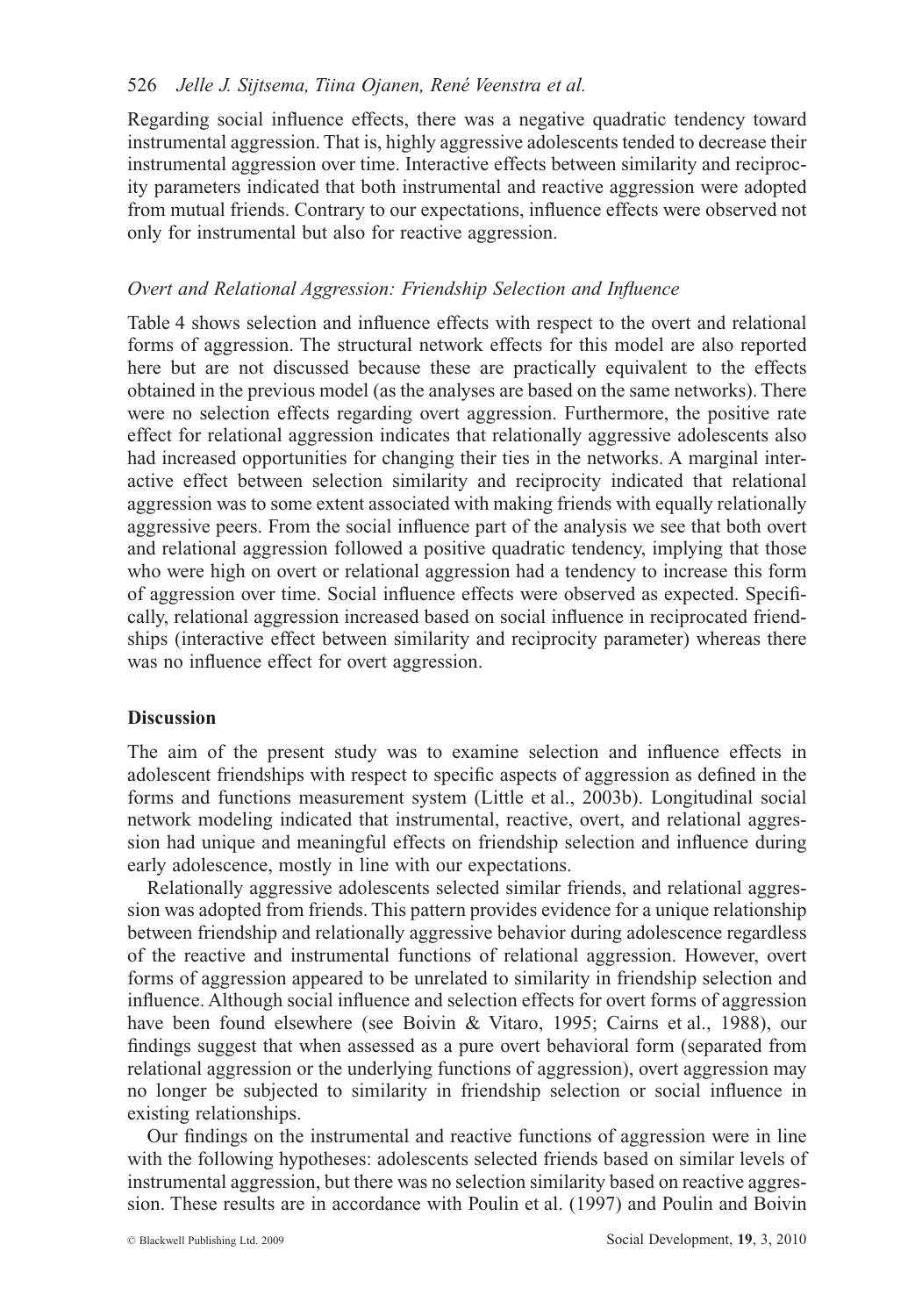Regarding social influence effects, there was a negative quadratic tendency toward instrumental aggression. That is, highly aggressive adolescents tended to decrease their instrumental aggression over time. Interactive effects between similarity and reciprocity parameters indicated that both instrumental and reactive aggression were adopted from mutual friends. Contrary to our expectations, influence effects were observed not only for instrumental but also for reactive aggression.

### *Overt and Relational Aggression: Friendship Selection and Influence*

Table 4 shows selection and influence effects with respect to the overt and relational forms of aggression. The structural network effects for this model are also reported here but are not discussed because these are practically equivalent to the effects obtained in the previous model (as the analyses are based on the same networks). There were no selection effects regarding overt aggression. Furthermore, the positive rate effect for relational aggression indicates that relationally aggressive adolescents also had increased opportunities for changing their ties in the networks. A marginal interactive effect between selection similarity and reciprocity indicated that relational aggression was to some extent associated with making friends with equally relationally aggressive peers. From the social influence part of the analysis we see that both overt and relational aggression followed a positive quadratic tendency, implying that those who were high on overt or relational aggression had a tendency to increase this form of aggression over time. Social influence effects were observed as expected. Specifically, relational aggression increased based on social influence in reciprocated friendships (interactive effect between similarity and reciprocity parameter) whereas there was no influence effect for overt aggression.

## Discussion

The aim of the present study was to examine selection and influence effects in adolescent friendships with respect to specific aspects of aggression as defined in the forms and functions measurement system (Little et al., 2003b). Longitudinal social network modeling indicated that instrumental, reactive, overt, and relational aggression had unique and meaningful effects on friendship selection and influence during early adolescence, mostly in line with our expectations.

Relationally aggressive adolescents selected similar friends, and relational aggression was adopted from friends. This pattern provides evidence for a unique relationship between friendship and relationally aggressive behavior during adolescence regardless of the reactive and instrumental functions of relational aggression. However, overt forms of aggression appeared to be unrelated to similarity in friendship selection and influence. Although social influence and selection effects for overt forms of aggression have been found elsewhere (see Boivin & Vitaro, 1995; Cairns et al., 1988), our findings suggest that when assessed as a pure overt behavioral form (separated from relational aggression or the underlying functions of aggression), overt aggression may no longer be subjected to similarity in friendship selection or social influence in existing relationships.

Our findings on the instrumental and reactive functions of aggression were in line with the following hypotheses: adolescents selected friends based on similar levels of instrumental aggression, but there was no selection similarity based on reactive aggression. These results are in accordance with Poulin et al. (1997) and Poulin and Boivin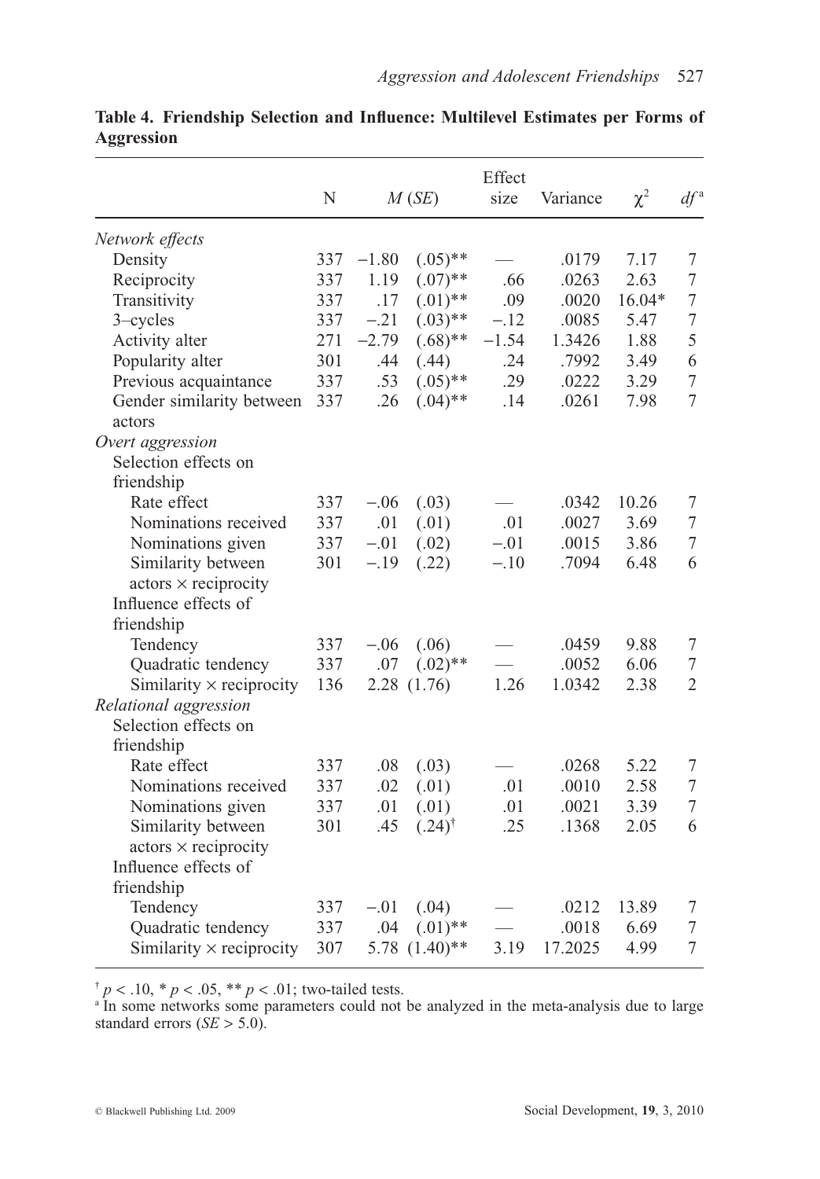**Table 4. Friendship Selection and Influence: Multilevel Estimates per Forms of Aggression**

| | N | *M* (*SE*) | Effect size | Variance | $\chi^2$ | $df$[a] |
|---|---|---|---|---|---|---|
| *Network effects* | | | | | | |
| Density | 337 | −1.80 (.05)** | — | .0179 | 7.17 | 7 |
| Reciprocity | 337 | 1.19 (.07)** | .66 | .0263 | 2.63 | 7 |
| Transitivity | 337 | .17 (.01)** | .09 | .0020 | 16.04* | 7 |
| 3–cycles | 337 | −.21 (.03)** | −.12 | .0085 | 5.47 | 7 |
| Activity alter | 271 | −2.79 (.68)** | −1.54 | 1.3426 | 1.88 | 5 |
| Popularity alter | 301 | .44 (.44) | .24 | .7992 | 3.49 | 6 |
| Previous acquaintance | 337 | .53 (.05)** | .29 | .0222 | 3.29 | 7 |
| Gender similarity between actors | 337 | .26 (.04)** | .14 | .0261 | 7.98 | 7 |
| *Overt aggression* | | | | | | |
| Selection effects on friendship | | | | | | |
| Rate effect | 337 | −.06 (.03) | — | .0342 | 10.26 | 7 |
| Nominations received | 337 | .01 (.01) | .01 | .0027 | 3.69 | 7 |
| Nominations given | 337 | −.01 (.02) | −.01 | .0015 | 3.86 | 7 |
| Similarity between actors × reciprocity | 301 | −.19 (.22) | −.10 | .7094 | 6.48 | 6 |
| Influence effects of friendship | | | | | | |
| Tendency | 337 | −.06 (.06) | — | .0459 | 9.88 | 7 |
| Quadratic tendency | 337 | .07 (.02)** | — | .0052 | 6.06 | 7 |
| Similarity × reciprocity | 136 | 2.28 (1.76) | 1.26 | 1.0342 | 2.38 | 2 |
| *Relational aggression* | | | | | | |
| Selection effects on friendship | | | | | | |
| Rate effect | 337 | .08 (.03) | — | .0268 | 5.22 | 7 |
| Nominations received | 337 | .02 (.01) | .01 | .0010 | 2.58 | 7 |
| Nominations given | 337 | .01 (.01) | .01 | .0021 | 3.39 | 7 |
| Similarity between actors × reciprocity | 301 | .45 (.24)[†] | .25 | .1368 | 2.05 | 6 |
| Influence effects of friendship | | | | | | |
| Tendency | 337 | −.01 (.04) | — | .0212 | 13.89 | 7 |
| Quadratic tendency | 337 | .04 (.01)** | — | .0018 | 6.69 | 7 |
| Similarity × reciprocity | 307 | 5.78 (1.40)** | 3.19 | 17.2025 | 4.99 | 7 |

[†] $p < .10$, * $p < .05$, ** $p < .01$; two-tailed tests.
[a] In some networks some parameters could not be analyzed in the meta-analysis due to large standard errors ($SE > 5.0$).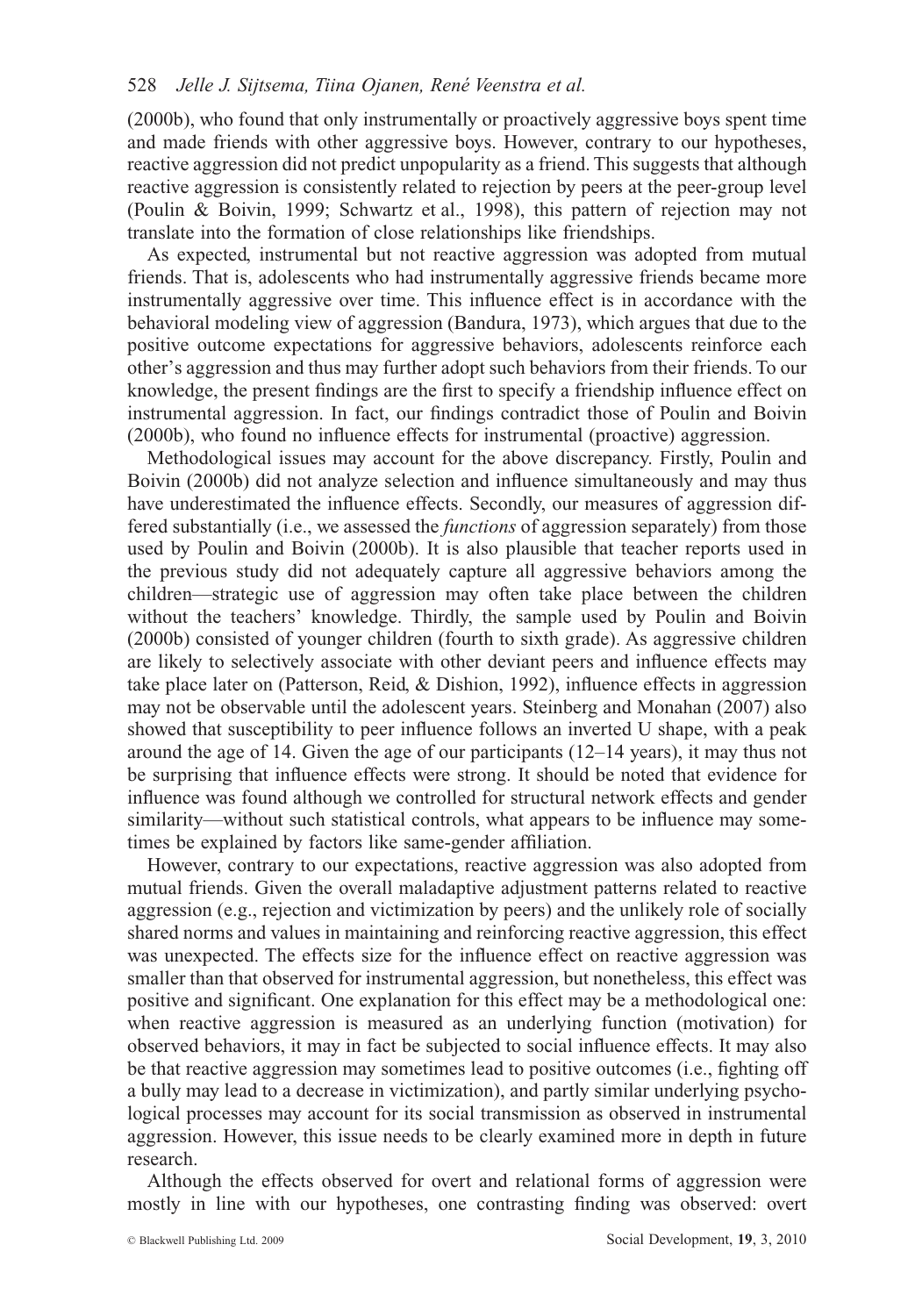(2000b), who found that only instrumentally or proactively aggressive boys spent time and made friends with other aggressive boys. However, contrary to our hypotheses, reactive aggression did not predict unpopularity as a friend. This suggests that although reactive aggression is consistently related to rejection by peers at the peer-group level (Poulin & Boivin, 1999; Schwartz et al., 1998), this pattern of rejection may not translate into the formation of close relationships like friendships.

As expected, instrumental but not reactive aggression was adopted from mutual friends. That is, adolescents who had instrumentally aggressive friends became more instrumentally aggressive over time. This influence effect is in accordance with the behavioral modeling view of aggression (Bandura, 1973), which argues that due to the positive outcome expectations for aggressive behaviors, adolescents reinforce each other's aggression and thus may further adopt such behaviors from their friends. To our knowledge, the present findings are the first to specify a friendship influence effect on instrumental aggression. In fact, our findings contradict those of Poulin and Boivin (2000b), who found no influence effects for instrumental (proactive) aggression.

Methodological issues may account for the above discrepancy. Firstly, Poulin and Boivin (2000b) did not analyze selection and influence simultaneously and may thus have underestimated the influence effects. Secondly, our measures of aggression differed substantially (i.e., we assessed the *functions* of aggression separately) from those used by Poulin and Boivin (2000b). It is also plausible that teacher reports used in the previous study did not adequately capture all aggressive behaviors among the children—strategic use of aggression may often take place between the children without the teachers' knowledge. Thirdly, the sample used by Poulin and Boivin (2000b) consisted of younger children (fourth to sixth grade). As aggressive children are likely to selectively associate with other deviant peers and influence effects may take place later on (Patterson, Reid, & Dishion, 1992), influence effects in aggression may not be observable until the adolescent years. Steinberg and Monahan (2007) also showed that susceptibility to peer influence follows an inverted U shape, with a peak around the age of 14. Given the age of our participants (12–14 years), it may thus not be surprising that influence effects were strong. It should be noted that evidence for influence was found although we controlled for structural network effects and gender similarity—without such statistical controls, what appears to be influence may sometimes be explained by factors like same-gender affiliation.

However, contrary to our expectations, reactive aggression was also adopted from mutual friends. Given the overall maladaptive adjustment patterns related to reactive aggression (e.g., rejection and victimization by peers) and the unlikely role of socially shared norms and values in maintaining and reinforcing reactive aggression, this effect was unexpected. The effects size for the influence effect on reactive aggression was smaller than that observed for instrumental aggression, but nonetheless, this effect was positive and significant. One explanation for this effect may be a methodological one: when reactive aggression is measured as an underlying function (motivation) for observed behaviors, it may in fact be subjected to social influence effects. It may also be that reactive aggression may sometimes lead to positive outcomes (i.e., fighting off a bully may lead to a decrease in victimization), and partly similar underlying psychological processes may account for its social transmission as observed in instrumental aggression. However, this issue needs to be clearly examined more in depth in future research.

Although the effects observed for overt and relational forms of aggression were mostly in line with our hypotheses, one contrasting finding was observed: overt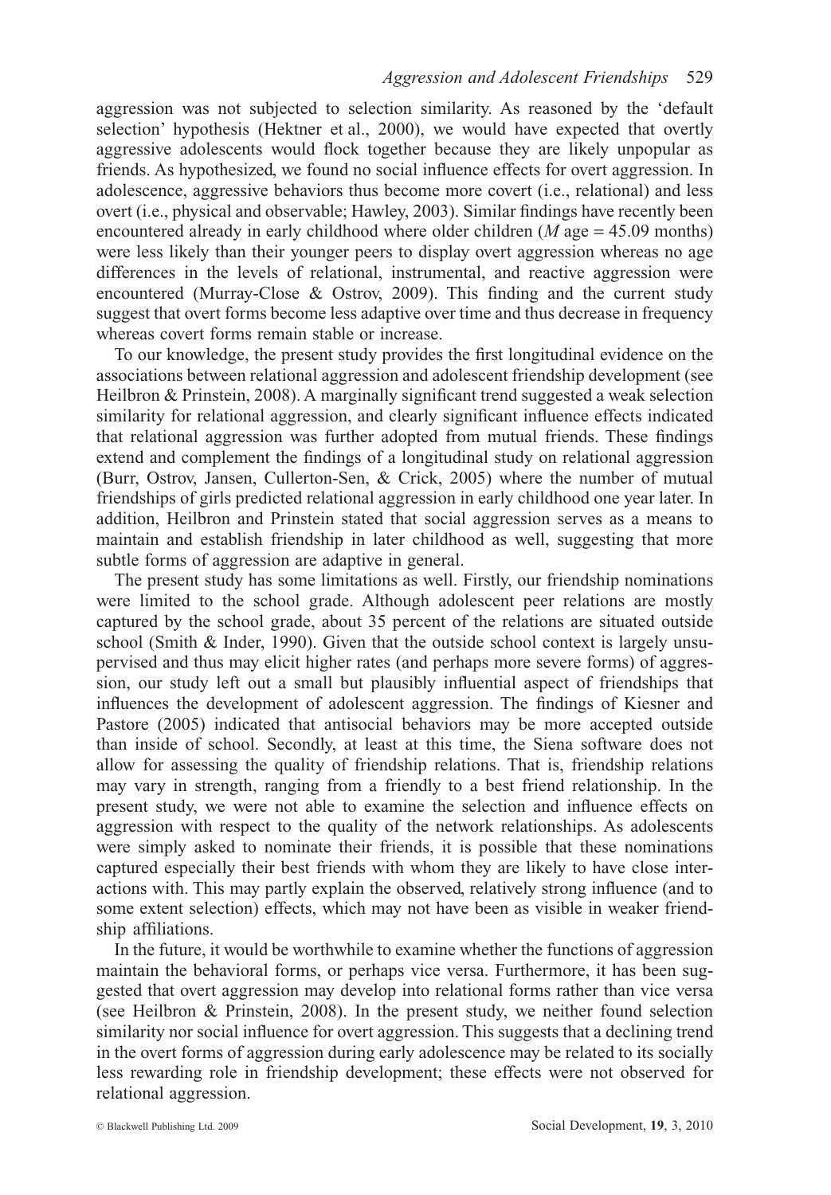aggression was not subjected to selection similarity. As reasoned by the 'default selection' hypothesis (Hektner et al., 2000), we would have expected that overtly aggressive adolescents would flock together because they are likely unpopular as friends. As hypothesized, we found no social influence effects for overt aggression. In adolescence, aggressive behaviors thus become more covert (i.e., relational) and less overt (i.e., physical and observable; Hawley, 2003). Similar findings have recently been encountered already in early childhood where older children (*M* age = 45.09 months) were less likely than their younger peers to display overt aggression whereas no age differences in the levels of relational, instrumental, and reactive aggression were encountered (Murray-Close & Ostrov, 2009). This finding and the current study suggest that overt forms become less adaptive over time and thus decrease in frequency whereas covert forms remain stable or increase.

To our knowledge, the present study provides the first longitudinal evidence on the associations between relational aggression and adolescent friendship development (see Heilbron & Prinstein, 2008). A marginally significant trend suggested a weak selection similarity for relational aggression, and clearly significant influence effects indicated that relational aggression was further adopted from mutual friends. These findings extend and complement the findings of a longitudinal study on relational aggression (Burr, Ostrov, Jansen, Cullerton-Sen, & Crick, 2005) where the number of mutual friendships of girls predicted relational aggression in early childhood one year later. In addition, Heilbron and Prinstein stated that social aggression serves as a means to maintain and establish friendship in later childhood as well, suggesting that more subtle forms of aggression are adaptive in general.

The present study has some limitations as well. Firstly, our friendship nominations were limited to the school grade. Although adolescent peer relations are mostly captured by the school grade, about 35 percent of the relations are situated outside school (Smith & Inder, 1990). Given that the outside school context is largely unsupervised and thus may elicit higher rates (and perhaps more severe forms) of aggression, our study left out a small but plausibly influential aspect of friendships that influences the development of adolescent aggression. The findings of Kiesner and Pastore (2005) indicated that antisocial behaviors may be more accepted outside than inside of school. Secondly, at least at this time, the Siena software does not allow for assessing the quality of friendship relations. That is, friendship relations may vary in strength, ranging from a friendly to a best friend relationship. In the present study, we were not able to examine the selection and influence effects on aggression with respect to the quality of the network relationships. As adolescents were simply asked to nominate their friends, it is possible that these nominations captured especially their best friends with whom they are likely to have close interactions with. This may partly explain the observed, relatively strong influence (and to some extent selection) effects, which may not have been as visible in weaker friendship affiliations.

In the future, it would be worthwhile to examine whether the functions of aggression maintain the behavioral forms, or perhaps vice versa. Furthermore, it has been suggested that overt aggression may develop into relational forms rather than vice versa (see Heilbron & Prinstein, 2008). In the present study, we neither found selection similarity nor social influence for overt aggression. This suggests that a declining trend in the overt forms of aggression during early adolescence may be related to its socially less rewarding role in friendship development; these effects were not observed for relational aggression.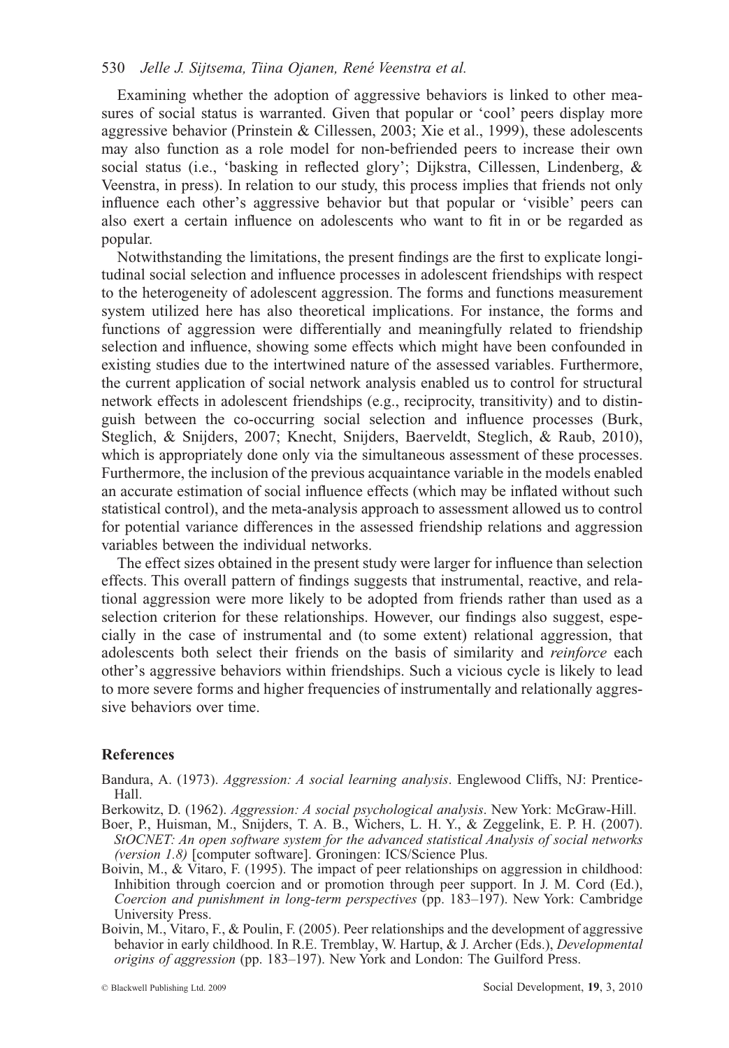Examining whether the adoption of aggressive behaviors is linked to other measures of social status is warranted. Given that popular or 'cool' peers display more aggressive behavior (Prinstein & Cillessen, 2003; Xie et al., 1999), these adolescents may also function as a role model for non-befriended peers to increase their own social status (i.e., 'basking in reflected glory'; Dijkstra, Cillessen, Lindenberg, & Veenstra, in press). In relation to our study, this process implies that friends not only influence each other's aggressive behavior but that popular or 'visible' peers can also exert a certain influence on adolescents who want to fit in or be regarded as popular.

Notwithstanding the limitations, the present findings are the first to explicate longitudinal social selection and influence processes in adolescent friendships with respect to the heterogeneity of adolescent aggression. The forms and functions measurement system utilized here has also theoretical implications. For instance, the forms and functions of aggression were differentially and meaningfully related to friendship selection and influence, showing some effects which might have been confounded in existing studies due to the intertwined nature of the assessed variables. Furthermore, the current application of social network analysis enabled us to control for structural network effects in adolescent friendships (e.g., reciprocity, transitivity) and to distinguish between the co-occurring social selection and influence processes (Burk, Steglich, & Snijders, 2007; Knecht, Snijders, Baerveldt, Steglich, & Raub, 2010), which is appropriately done only via the simultaneous assessment of these processes. Furthermore, the inclusion of the previous acquaintance variable in the models enabled an accurate estimation of social influence effects (which may be inflated without such statistical control), and the meta-analysis approach to assessment allowed us to control for potential variance differences in the assessed friendship relations and aggression variables between the individual networks.

The effect sizes obtained in the present study were larger for influence than selection effects. This overall pattern of findings suggests that instrumental, reactive, and relational aggression were more likely to be adopted from friends rather than used as a selection criterion for these relationships. However, our findings also suggest, especially in the case of instrumental and (to some extent) relational aggression, that adolescents both select their friends on the basis of similarity and *reinforce* each other's aggressive behaviors within friendships. Such a vicious cycle is likely to lead to more severe forms and higher frequencies of instrumentally and relationally aggressive behaviors over time.

## References

Bandura, A. (1973). *Aggression: A social learning analysis*. Englewood Cliffs, NJ: Prentice-Hall.

Berkowitz, D. (1962). *Aggression: A social psychological analysis*. New York: McGraw-Hill.

Boer, P., Huisman, M., Snijders, T. A. B., Wichers, L. H. Y., & Zeggelink, E. P. H. (2007). *StOCNET: An open software system for the advanced statistical Analysis of social networks (version 1.8)* [computer software]. Groningen: ICS/Science Plus.

Boivin, M., & Vitaro, F. (1995). The impact of peer relationships on aggression in childhood: Inhibition through coercion and or promotion through peer support. In J. M. Cord (Ed.), *Coercion and punishment in long-term perspectives* (pp. 183–197). New York: Cambridge University Press.

Boivin, M., Vitaro, F., & Poulin, F. (2005). Peer relationships and the development of aggressive behavior in early childhood. In R.E. Tremblay, W. Hartup, & J. Archer (Eds.), *Developmental origins of aggression* (pp. 183–197). New York and London: The Guilford Press.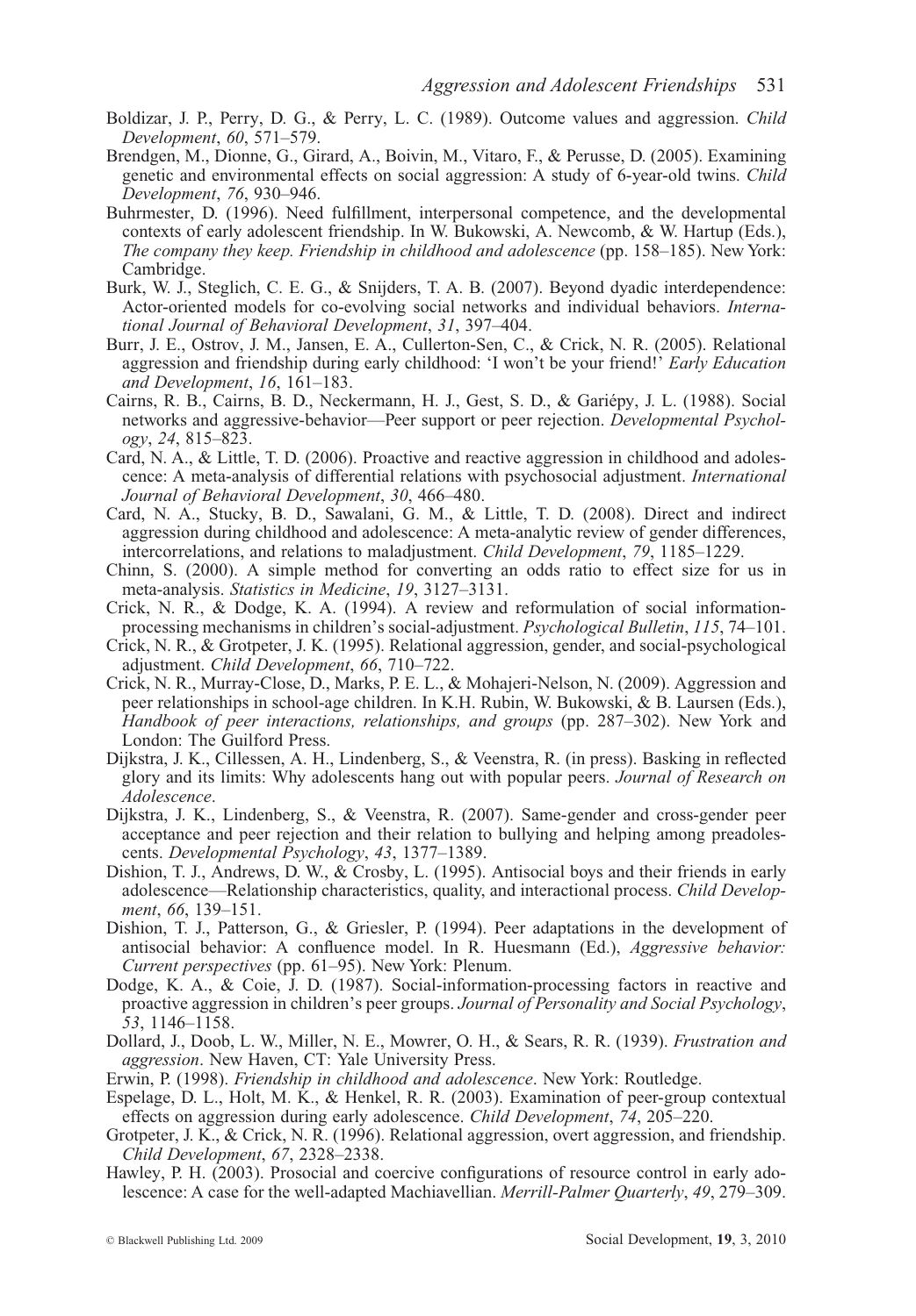Boldizar, J. P., Perry, D. G., & Perry, L. C. (1989). Outcome values and aggression. *Child Development*, *60*, 571–579.

Brendgen, M., Dionne, G., Girard, A., Boivin, M., Vitaro, F., & Perusse, D. (2005). Examining genetic and environmental effects on social aggression: A study of 6-year-old twins. *Child Development*, *76*, 930–946.

Buhrmester, D. (1996). Need fulfillment, interpersonal competence, and the developmental contexts of early adolescent friendship. In W. Bukowski, A. Newcomb, & W. Hartup (Eds.), *The company they keep. Friendship in childhood and adolescence* (pp. 158–185). New York: Cambridge.

Burk, W. J., Steglich, C. E. G., & Snijders, T. A. B. (2007). Beyond dyadic interdependence: Actor-oriented models for co-evolving social networks and individual behaviors. *International Journal of Behavioral Development*, *31*, 397–404.

Burr, J. E., Ostrov, J. M., Jansen, E. A., Cullerton-Sen, C., & Crick, N. R. (2005). Relational aggression and friendship during early childhood: 'I won't be your friend!' *Early Education and Development*, *16*, 161–183.

Cairns, R. B., Cairns, B. D., Neckermann, H. J., Gest, S. D., & Gariépy, J. L. (1988). Social networks and aggressive-behavior—Peer support or peer rejection. *Developmental Psychology*, *24*, 815–823.

Card, N. A., & Little, T. D. (2006). Proactive and reactive aggression in childhood and adolescence: A meta-analysis of differential relations with psychosocial adjustment. *International Journal of Behavioral Development*, *30*, 466–480.

Card, N. A., Stucky, B. D., Sawalani, G. M., & Little, T. D. (2008). Direct and indirect aggression during childhood and adolescence: A meta-analytic review of gender differences, intercorrelations, and relations to maladjustment. *Child Development*, *79*, 1185–1229.

Chinn, S. (2000). A simple method for converting an odds ratio to effect size for us in meta-analysis. *Statistics in Medicine*, *19*, 3127–3131.

Crick, N. R., & Dodge, K. A. (1994). A review and reformulation of social information-processing mechanisms in children's social-adjustment. *Psychological Bulletin*, *115*, 74–101.

Crick, N. R., & Grotpeter, J. K. (1995). Relational aggression, gender, and social-psychological adjustment. *Child Development*, *66*, 710–722.

Crick, N. R., Murray-Close, D., Marks, P. E. L., & Mohajeri-Nelson, N. (2009). Aggression and peer relationships in school-age children. In K.H. Rubin, W. Bukowski, & B. Laursen (Eds.), *Handbook of peer interactions, relationships, and groups* (pp. 287–302). New York and London: The Guilford Press.

Dijkstra, J. K., Cillessen, A. H., Lindenberg, S., & Veenstra, R. (in press). Basking in reflected glory and its limits: Why adolescents hang out with popular peers. *Journal of Research on Adolescence*.

Dijkstra, J. K., Lindenberg, S., & Veenstra, R. (2007). Same-gender and cross-gender peer acceptance and peer rejection and their relation to bullying and helping among preadolescents. *Developmental Psychology*, *43*, 1377–1389.

Dishion, T. J., Andrews, D. W., & Crosby, L. (1995). Antisocial boys and their friends in early adolescence—Relationship characteristics, quality, and interactional process. *Child Development*, *66*, 139–151.

Dishion, T. J., Patterson, G., & Griesler, P. (1994). Peer adaptations in the development of antisocial behavior: A confluence model. In R. Huesmann (Ed.), *Aggressive behavior: Current perspectives* (pp. 61–95). New York: Plenum.

Dodge, K. A., & Coie, J. D. (1987). Social-information-processing factors in reactive and proactive aggression in children's peer groups. *Journal of Personality and Social Psychology*, *53*, 1146–1158.

Dollard, J., Doob, L. W., Miller, N. E., Mowrer, O. H., & Sears, R. R. (1939). *Frustration and aggression*. New Haven, CT: Yale University Press.

Erwin, P. (1998). *Friendship in childhood and adolescence*. New York: Routledge.

Espelage, D. L., Holt, M. K., & Henkel, R. R. (2003). Examination of peer-group contextual effects on aggression during early adolescence. *Child Development*, *74*, 205–220.

Grotpeter, J. K., & Crick, N. R. (1996). Relational aggression, overt aggression, and friendship. *Child Development*, *67*, 2328–2338.

Hawley, P. H. (2003). Prosocial and coercive configurations of resource control in early adolescence: A case for the well-adapted Machiavellian. *Merrill-Palmer Quarterly*, *49*, 279–309.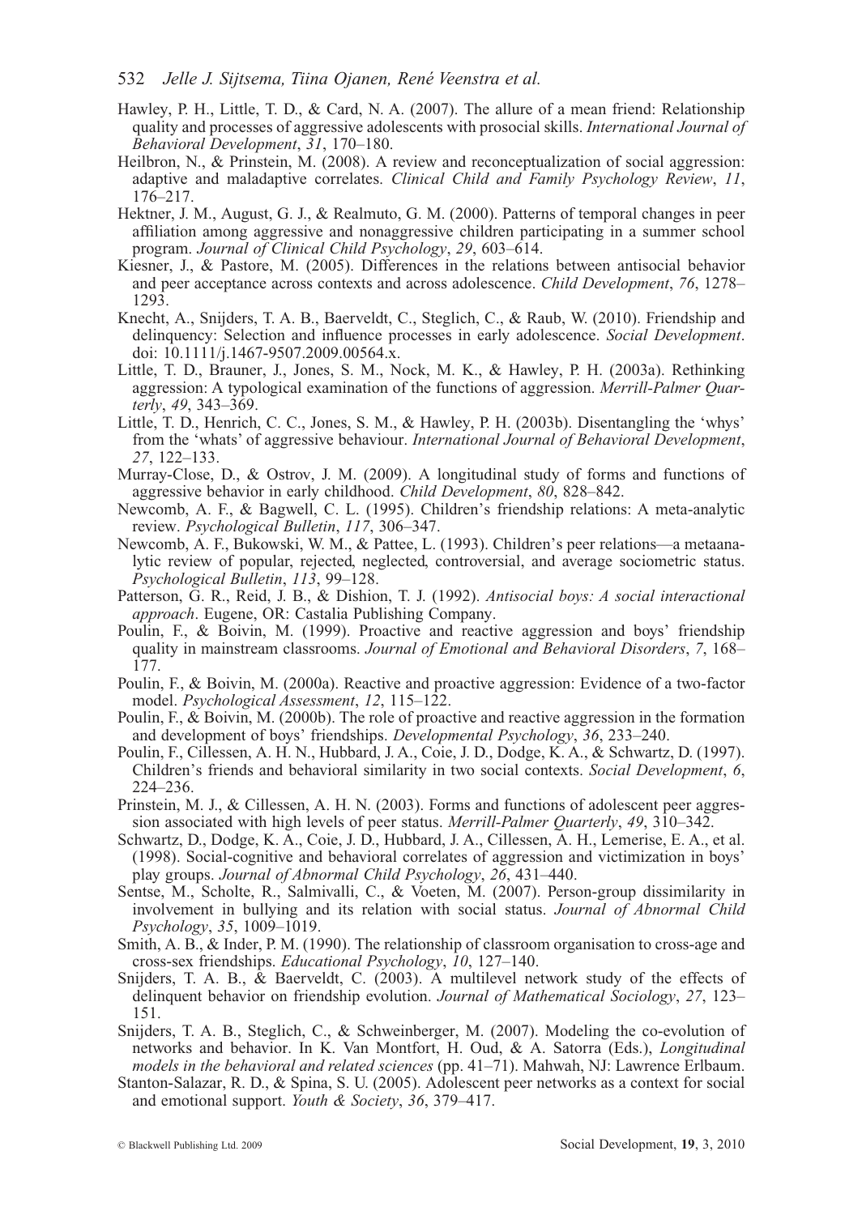Hawley, P. H., Little, T. D., & Card, N. A. (2007). The allure of a mean friend: Relationship quality and processes of aggressive adolescents with prosocial skills. *International Journal of Behavioral Development*, *31*, 170–180.

Heilbron, N., & Prinstein, M. (2008). A review and reconceptualization of social aggression: adaptive and maladaptive correlates. *Clinical Child and Family Psychology Review*, *11*, 176–217.

Hektner, J. M., August, G. J., & Realmuto, G. M. (2000). Patterns of temporal changes in peer affiliation among aggressive and nonaggressive children participating in a summer school program. *Journal of Clinical Child Psychology*, *29*, 603–614.

Kiesner, J., & Pastore, M. (2005). Differences in the relations between antisocial behavior and peer acceptance across contexts and across adolescence. *Child Development*, *76*, 1278–1293.

Knecht, A., Snijders, T. A. B., Baerveldt, C., Steglich, C., & Raub, W. (2010). Friendship and delinquency: Selection and influence processes in early adolescence. *Social Development*. doi: 10.1111/j.1467-9507.2009.00564.x.

Little, T. D., Brauner, J., Jones, S. M., Nock, M. K., & Hawley, P. H. (2003a). Rethinking aggression: A typological examination of the functions of aggression. *Merrill-Palmer Quarterly*, *49*, 343–369.

Little, T. D., Henrich, C. C., Jones, S. M., & Hawley, P. H. (2003b). Disentangling the 'whys' from the 'whats' of aggressive behaviour. *International Journal of Behavioral Development*, *27*, 122–133.

Murray-Close, D., & Ostrov, J. M. (2009). A longitudinal study of forms and functions of aggressive behavior in early childhood. *Child Development*, *80*, 828–842.

Newcomb, A. F., & Bagwell, C. L. (1995). Children's friendship relations: A meta-analytic review. *Psychological Bulletin*, *117*, 306–347.

Newcomb, A. F., Bukowski, W. M., & Pattee, L. (1993). Children's peer relations—a metaanalytic review of popular, rejected, neglected, controversial, and average sociometric status. *Psychological Bulletin*, *113*, 99–128.

Patterson, G. R., Reid, J. B., & Dishion, T. J. (1992). *Antisocial boys: A social interactional approach*. Eugene, OR: Castalia Publishing Company.

Poulin, F., & Boivin, M. (1999). Proactive and reactive aggression and boys' friendship quality in mainstream classrooms. *Journal of Emotional and Behavioral Disorders*, *7*, 168–177.

Poulin, F., & Boivin, M. (2000a). Reactive and proactive aggression: Evidence of a two-factor model. *Psychological Assessment*, *12*, 115–122.

Poulin, F., & Boivin, M. (2000b). The role of proactive and reactive aggression in the formation and development of boys' friendships. *Developmental Psychology*, *36*, 233–240.

Poulin, F., Cillessen, A. H. N., Hubbard, J. A., Coie, J. D., Dodge, K. A., & Schwartz, D. (1997). Children's friends and behavioral similarity in two social contexts. *Social Development*, *6*, 224–236.

Prinstein, M. J., & Cillessen, A. H. N. (2003). Forms and functions of adolescent peer aggression associated with high levels of peer status. *Merrill-Palmer Quarterly*, *49*, 310–342.

Schwartz, D., Dodge, K. A., Coie, J. D., Hubbard, J. A., Cillessen, A. H., Lemerise, E. A., et al. (1998). Social-cognitive and behavioral correlates of aggression and victimization in boys' play groups. *Journal of Abnormal Child Psychology*, *26*, 431–440.

Sentse, M., Scholte, R., Salmivalli, C., & Voeten, M. (2007). Person-group dissimilarity in involvement in bullying and its relation with social status. *Journal of Abnormal Child Psychology*, *35*, 1009–1019.

Smith, A. B., & Inder, P. M. (1990). The relationship of classroom organisation to cross-age and cross-sex friendships. *Educational Psychology*, *10*, 127–140.

Snijders, T. A. B., & Baerveldt, C. (2003). A multilevel network study of the effects of delinquent behavior on friendship evolution. *Journal of Mathematical Sociology*, *27*, 123–151.

Snijders, T. A. B., Steglich, C., & Schweinberger, M. (2007). Modeling the co-evolution of networks and behavior. In K. Van Montfort, H. Oud, & A. Satorra (Eds.), *Longitudinal models in the behavioral and related sciences* (pp. 41–71). Mahwah, NJ: Lawrence Erlbaum.

Stanton-Salazar, R. D., & Spina, S. U. (2005). Adolescent peer networks as a context for social and emotional support. *Youth & Society*, *36*, 379–417.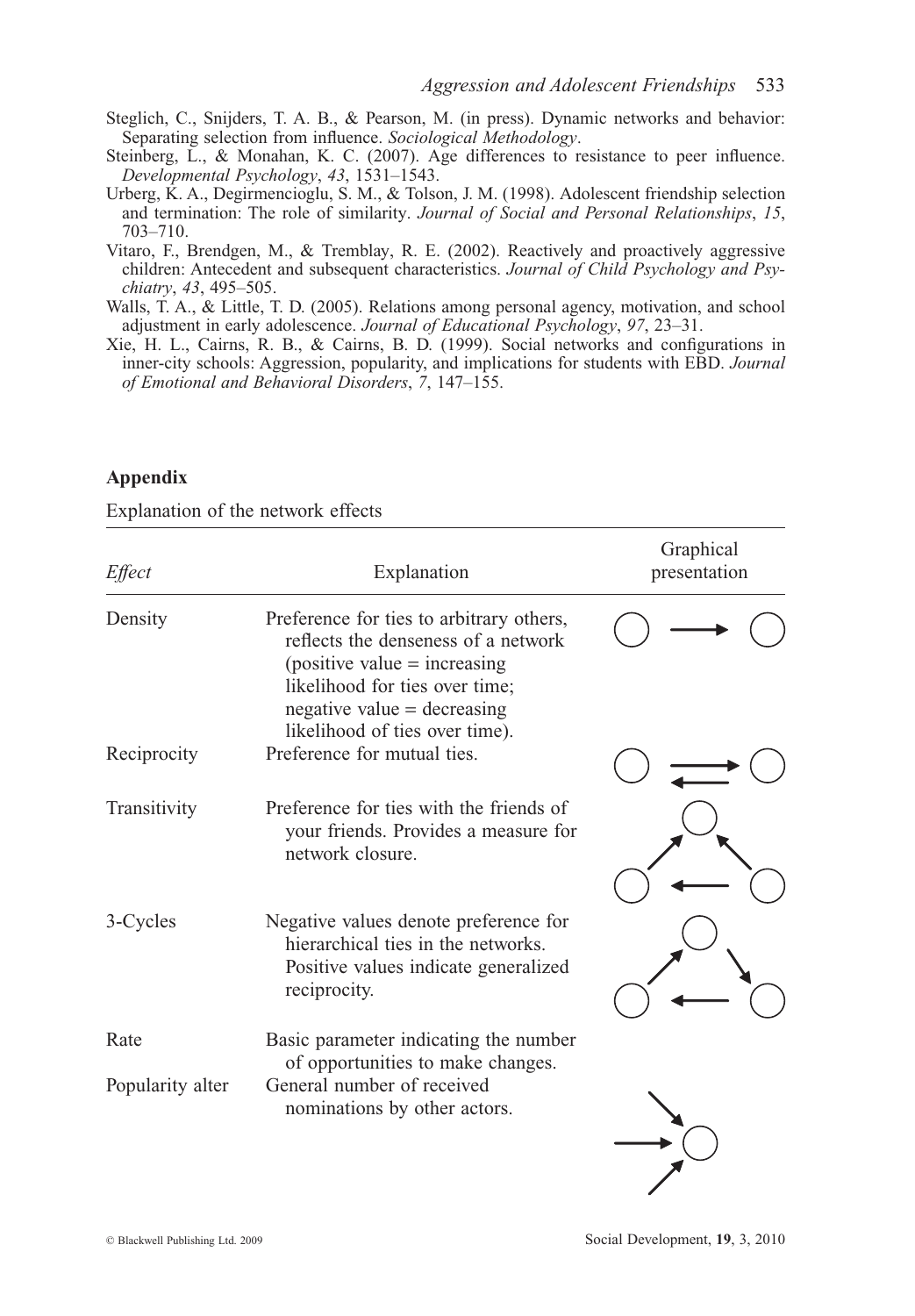Steglich, C., Snijders, T. A. B., & Pearson, M. (in press). Dynamic networks and behavior: Separating selection from influence. *Sociological Methodology*.

Steinberg, L., & Monahan, K. C. (2007). Age differences to resistance to peer influence. *Developmental Psychology*, *43*, 1531–1543.

Urberg, K. A., Degirmencioglu, S. M., & Tolson, J. M. (1998). Adolescent friendship selection and termination: The role of similarity. *Journal of Social and Personal Relationships*, *15*, 703–710.

Vitaro, F., Brendgen, M., & Tremblay, R. E. (2002). Reactively and proactively aggressive children: Antecedent and subsequent characteristics. *Journal of Child Psychology and Psychiatry*, *43*, 495–505.

Walls, T. A., & Little, T. D. (2005). Relations among personal agency, motivation, and school adjustment in early adolescence. *Journal of Educational Psychology*, *97*, 23–31.

Xie, H. L., Cairns, R. B., & Cairns, B. D. (1999). Social networks and configurations in inner-city schools: Aggression, popularity, and implications for students with EBD. *Journal of Emotional and Behavioral Disorders*, *7*, 147–155.

## Appendix

Explanation of the network effects

| *Effect* | Explanation | Graphical presentation |
|---|---|---|
| Density | Preference for ties to arbitrary others, reflects the denseness of a network (positive value = increasing likelihood for ties over time; negative value = decreasing likelihood of ties over time). | |
| Reciprocity | Preference for mutual ties. | |
| Transitivity | Preference for ties with the friends of your friends. Provides a measure for network closure. | |
| 3-Cycles | Negative values denote preference for hierarchical ties in the networks. Positive values indicate generalized reciprocity. | |
| Rate | Basic parameter indicating the number of opportunities to make changes. | |
| Popularity alter | General number of received nominations by other actors. | |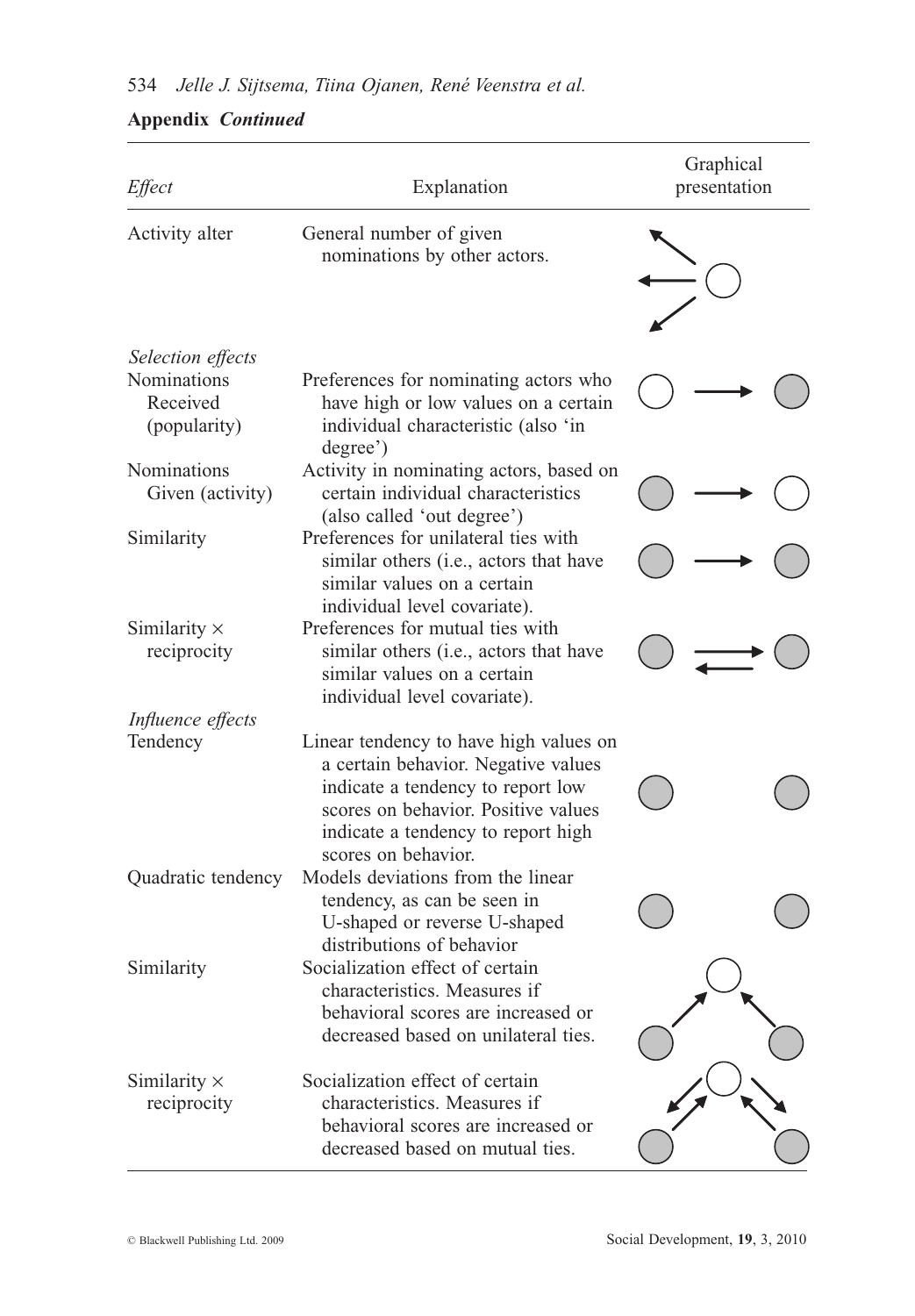**Appendix *Continued***

| *Effect* | Explanation | Graphical presentation |
|---|---|---|
| Activity alter | General number of given nominations by other actors. | |
| *Selection effects* | | |
| Nominations Received (popularity) | Preferences for nominating actors who have high or low values on a certain individual characteristic (also 'in degree') | |
| Nominations Given (activity) | Activity in nominating actors, based on certain individual characteristics (also called 'out degree') | |
| Similarity | Preferences for unilateral ties with similar others (i.e., actors that have similar values on a certain individual level covariate). | |
| Similarity × reciprocity | Preferences for mutual ties with similar others (i.e., actors that have similar values on a certain individual level covariate). | |
| *Influence effects* | | |
| Tendency | Linear tendency to have high values on a certain behavior. Negative values indicate a tendency to report low scores on behavior. Positive values indicate a tendency to report high scores on behavior. | |
| Quadratic tendency | Models deviations from the linear tendency, as can be seen in U-shaped or reverse U-shaped distributions of behavior | |
| Similarity | Socialization effect of certain characteristics. Measures if behavioral scores are increased or decreased based on unilateral ties. | |
| Similarity × reciprocity | Socialization effect of certain characteristics. Measures if behavioral scores are increased or decreased based on mutual ties. | |